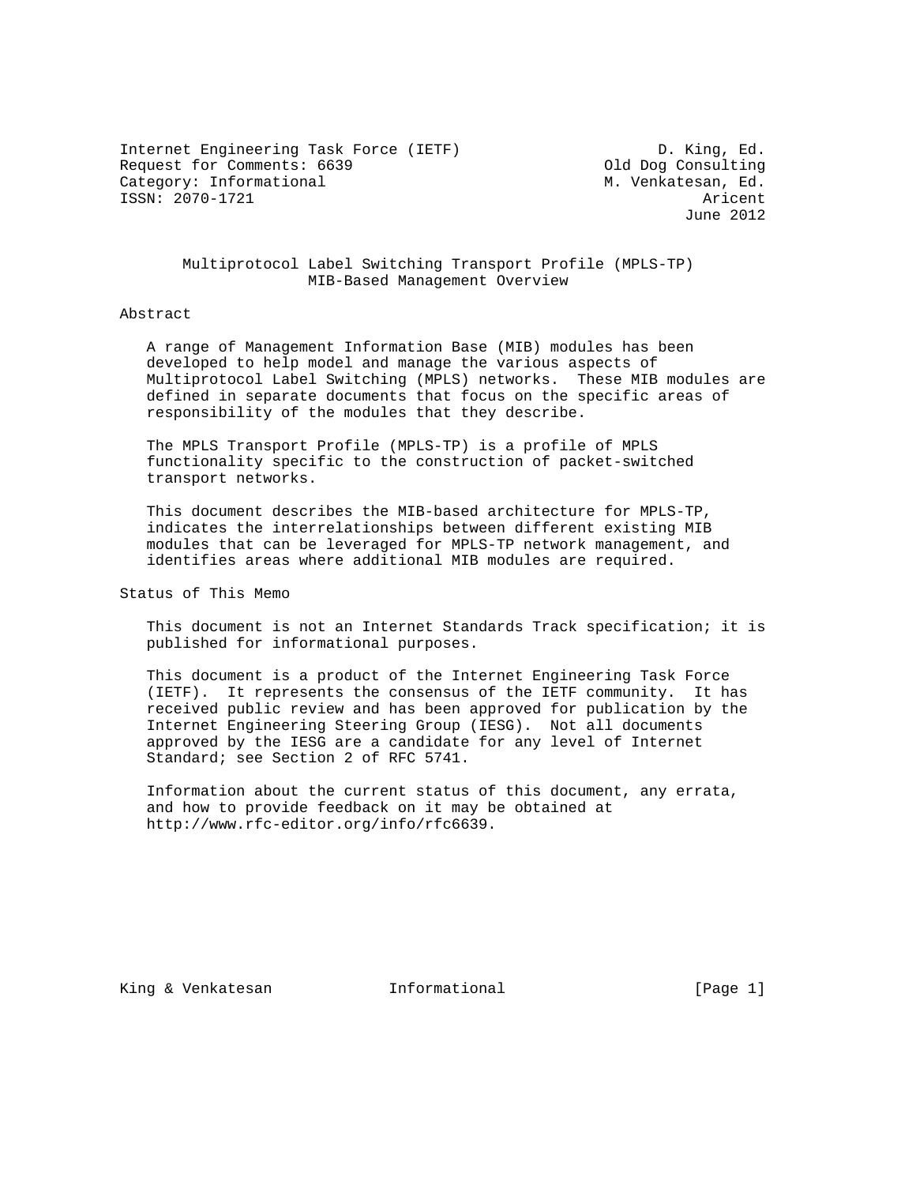Internet Engineering Task Force (IETF)  D. King, Ed.
Request for Comments: 6639  Old Dog Consulting
Category: Informational  M. Venkatesan, Ed.
ISSN: 2070-1721  Aricent
June 2012

# Multiprotocol Label Switching Transport Profile (MPLS-TP) MIB-Based Management Overview

## Abstract

A range of Management Information Base (MIB) modules has been developed to help model and manage the various aspects of Multiprotocol Label Switching (MPLS) networks. These MIB modules are defined in separate documents that focus on the specific areas of responsibility of the modules that they describe.

The MPLS Transport Profile (MPLS-TP) is a profile of MPLS functionality specific to the construction of packet-switched transport networks.

This document describes the MIB-based architecture for MPLS-TP, indicates the interrelationships between different existing MIB modules that can be leveraged for MPLS-TP network management, and identifies areas where additional MIB modules are required.

## Status of This Memo

This document is not an Internet Standards Track specification; it is published for informational purposes.

This document is a product of the Internet Engineering Task Force (IETF). It represents the consensus of the IETF community. It has received public review and has been approved for publication by the Internet Engineering Steering Group (IESG). Not all documents approved by the IESG are a candidate for any level of Internet Standard; see Section 2 of RFC 5741.

Information about the current status of this document, any errata, and how to provide feedback on it may be obtained at http://www.rfc-editor.org/info/rfc6639.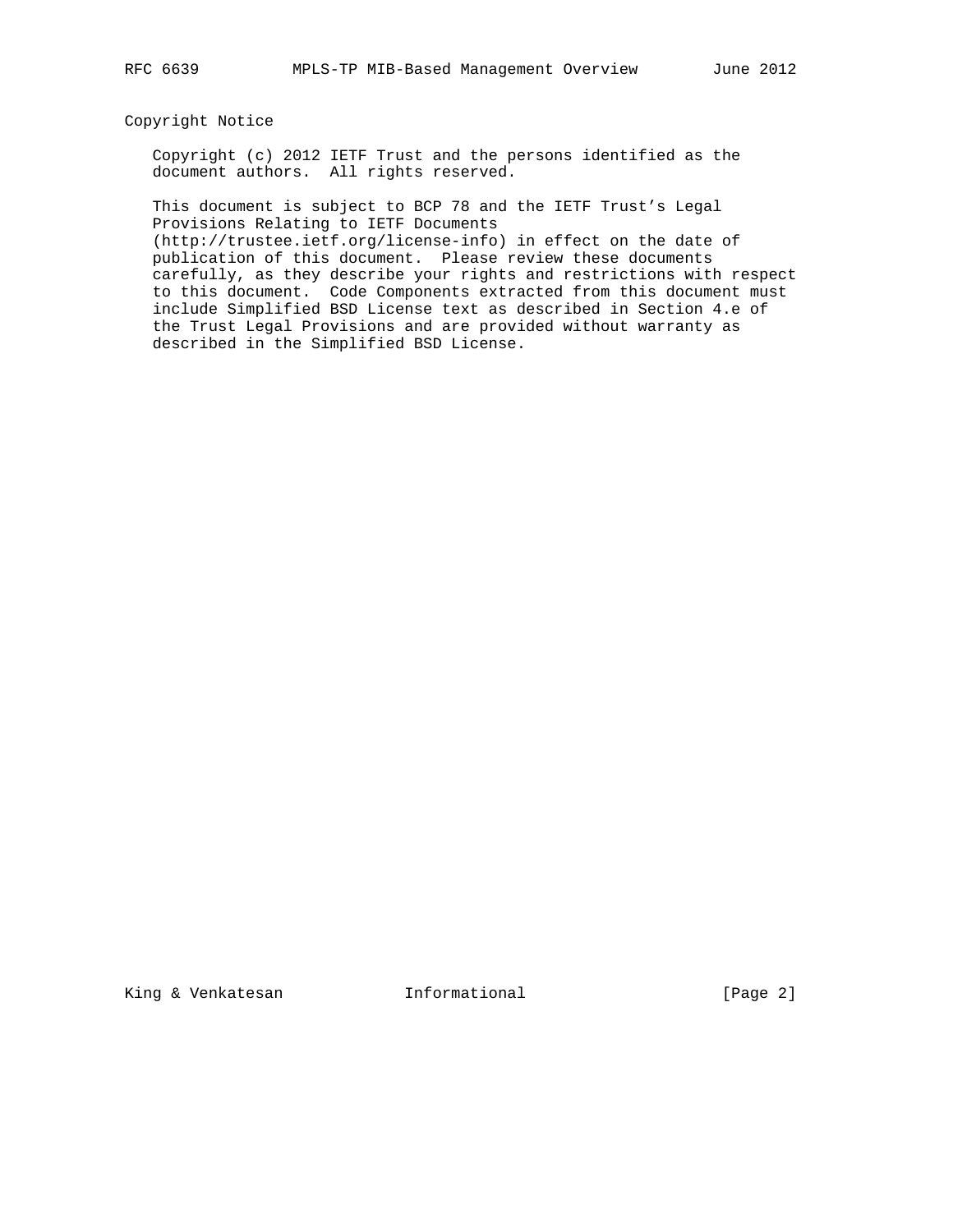## Copyright Notice

Copyright (c) 2012 IETF Trust and the persons identified as the document authors. All rights reserved.

This document is subject to BCP 78 and the IETF Trust's Legal Provisions Relating to IETF Documents (http://trustee.ietf.org/license-info) in effect on the date of publication of this document. Please review these documents carefully, as they describe your rights and restrictions with respect to this document. Code Components extracted from this document must include Simplified BSD License text as described in Section 4.e of the Trust Legal Provisions and are provided without warranty as described in the Simplified BSD License.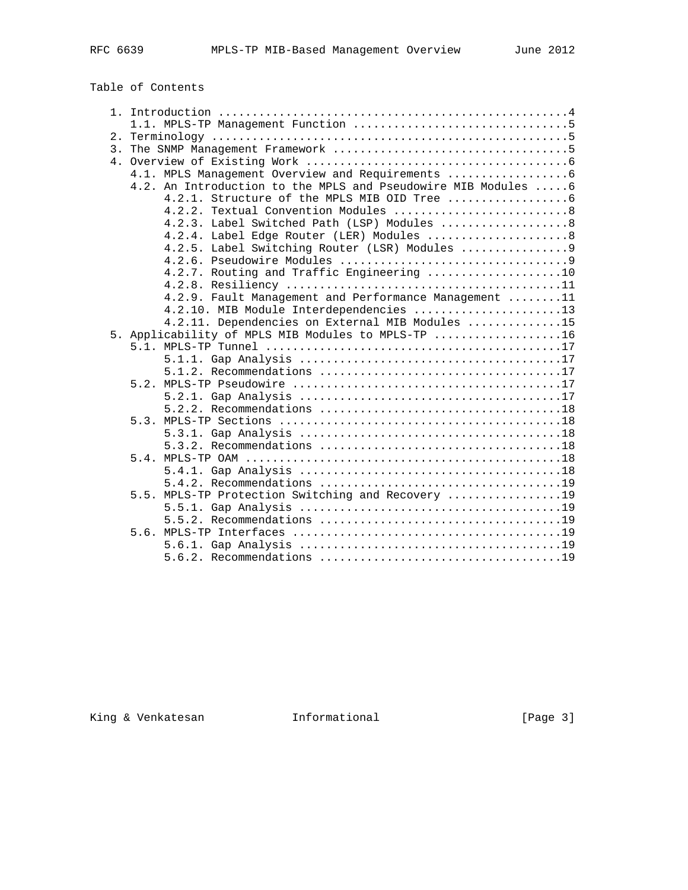## Table of Contents

```
   1. Introduction ....................................................4
      1.1. MPLS-TP Management Function ................................5
   2. Terminology .....................................................5
   3. The SNMP Management Framework ...................................5
   4. Overview of Existing Work .......................................6
      4.1. MPLS Management Overview and Requirements ..................6
      4.2. An Introduction to the MPLS and Pseudowire MIB Modules .....6
           4.2.1. Structure of the MPLS MIB OID Tree ..................6
           4.2.2. Textual Convention Modules ..........................8
           4.2.3. Label Switched Path (LSP) Modules ...................8
           4.2.4. Label Edge Router (LER) Modules .....................8
           4.2.5. Label Switching Router (LSR) Modules ................9
           4.2.6. Pseudowire Modules ..................................9
           4.2.7. Routing and Traffic Engineering ....................10
           4.2.8. Resiliency .........................................11
           4.2.9. Fault Management and Performance Management ........11
           4.2.10. MIB Module Interdependencies ......................13
           4.2.11. Dependencies on External MIB Modules ..............15
   5. Applicability of MPLS MIB Modules to MPLS-TP ...................16
      5.1. MPLS-TP Tunnel ............................................17
           5.1.1. Gap Analysis .......................................17
           5.1.2. Recommendations ....................................17
      5.2. MPLS-TP Pseudowire ........................................17
           5.2.1. Gap Analysis .......................................17
           5.2.2. Recommendations ....................................18
      5.3. MPLS-TP Sections ..........................................18
           5.3.1. Gap Analysis .......................................18
           5.3.2. Recommendations ....................................18
      5.4. MPLS-TP OAM ...............................................18
           5.4.1. Gap Analysis .......................................18
           5.4.2. Recommendations ....................................19
      5.5. MPLS-TP Protection Switching and Recovery .................19
           5.5.1. Gap Analysis .......................................19
           5.5.2. Recommendations ....................................19
      5.6. MPLS-TP Interfaces ........................................19
           5.6.1. Gap Analysis .......................................19
           5.6.2. Recommendations ....................................19
```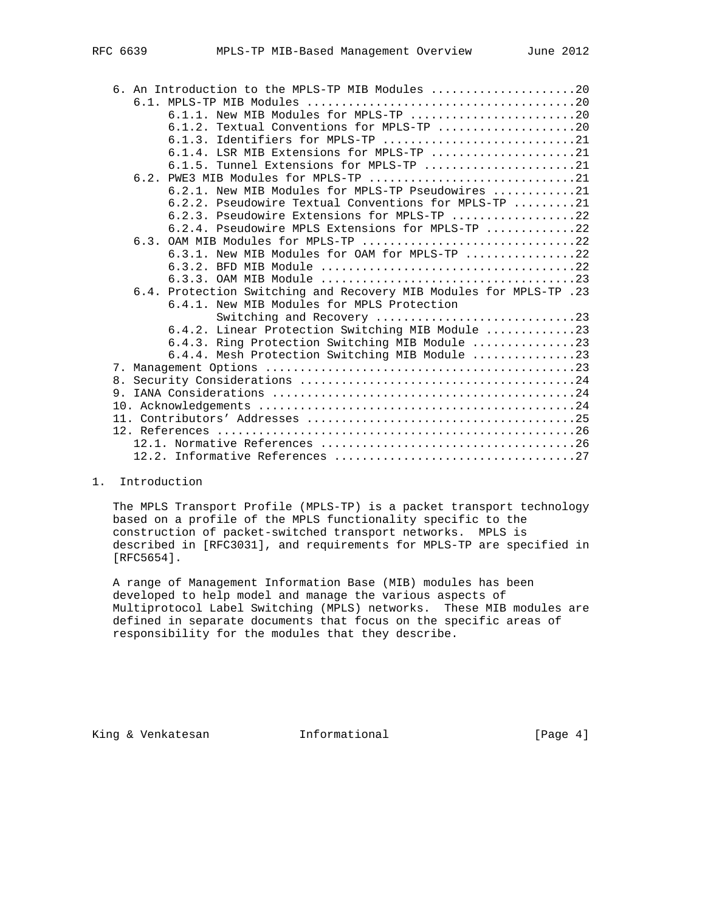6. An Introduction to the MPLS-TP MIB Modules .....................20
   6.1. MPLS-TP MIB Modules .......................................20
        6.1.1. New MIB Modules for MPLS-TP ........................20
        6.1.2. Textual Conventions for MPLS-TP ....................20
        6.1.3. Identifiers for MPLS-TP ............................21
        6.1.4. LSR MIB Extensions for MPLS-TP .....................21
        6.1.5. Tunnel Extensions for MPLS-TP ......................21
   6.2. PWE3 MIB Modules for MPLS-TP ..............................21
        6.2.1. New MIB Modules for MPLS-TP Pseudowires ............21
        6.2.2. Pseudowire Textual Conventions for MPLS-TP .........21
        6.2.3. Pseudowire Extensions for MPLS-TP ..................22
        6.2.4. Pseudowire MPLS Extensions for MPLS-TP .............22
   6.3. OAM MIB Modules for MPLS-TP ...............................22
        6.3.1. New MIB Modules for OAM for MPLS-TP ................22
        6.3.2. BFD MIB Module .....................................22
        6.3.3. OAM MIB Module .....................................23
   6.4. Protection Switching and Recovery MIB Modules for MPLS-TP .23
        6.4.1. New MIB Modules for MPLS Protection
               Switching and Recovery .............................23
        6.4.2. Linear Protection Switching MIB Module .............23
        6.4.3. Ring Protection Switching MIB Module ...............23
        6.4.4. Mesh Protection Switching MIB Module ...............23
7. Management Options .............................................23
8. Security Considerations ........................................24
9. IANA Considerations ............................................24
10. Acknowledgements ..............................................24
11. Contributors' Addresses .......................................25
12. References ....................................................26
   12.1. Normative References .....................................26
   12.2. Informative References ...................................27

## 1. Introduction

The MPLS Transport Profile (MPLS-TP) is a packet transport technology based on a profile of the MPLS functionality specific to the construction of packet-switched transport networks. MPLS is described in [RFC3031], and requirements for MPLS-TP are specified in [RFC5654].

A range of Management Information Base (MIB) modules has been developed to help model and manage the various aspects of Multiprotocol Label Switching (MPLS) networks. These MIB modules are defined in separate documents that focus on the specific areas of responsibility for the modules that they describe.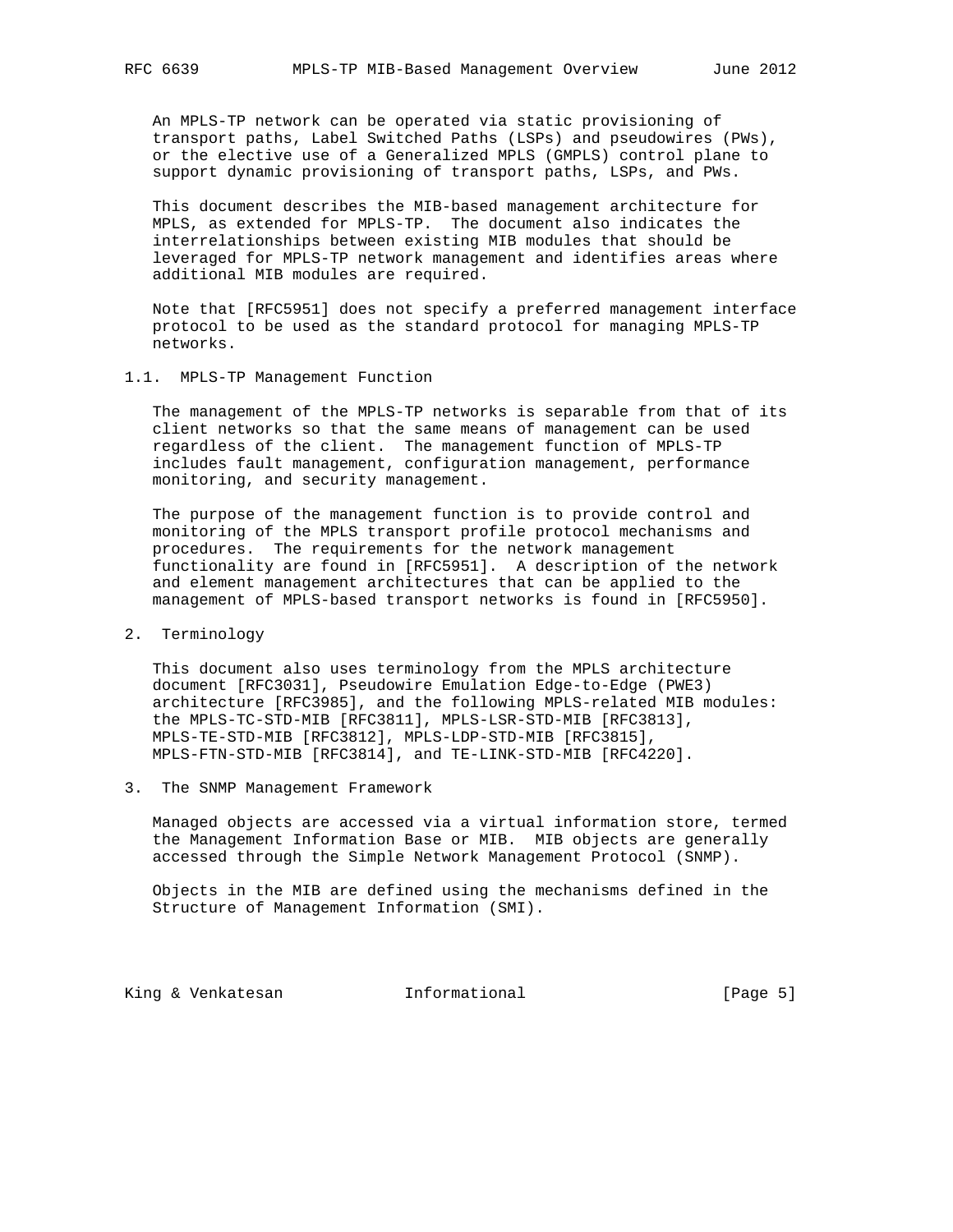An MPLS-TP network can be operated via static provisioning of transport paths, Label Switched Paths (LSPs) and pseudowires (PWs), or the elective use of a Generalized MPLS (GMPLS) control plane to support dynamic provisioning of transport paths, LSPs, and PWs.

This document describes the MIB-based management architecture for MPLS, as extended for MPLS-TP. The document also indicates the interrelationships between existing MIB modules that should be leveraged for MPLS-TP network management and identifies areas where additional MIB modules are required.

Note that [RFC5951] does not specify a preferred management interface protocol to be used as the standard protocol for managing MPLS-TP networks.

### 1.1. MPLS-TP Management Function

The management of the MPLS-TP networks is separable from that of its client networks so that the same means of management can be used regardless of the client. The management function of MPLS-TP includes fault management, configuration management, performance monitoring, and security management.

The purpose of the management function is to provide control and monitoring of the MPLS transport profile protocol mechanisms and procedures. The requirements for the network management functionality are found in [RFC5951]. A description of the network and element management architectures that can be applied to the management of MPLS-based transport networks is found in [RFC5950].

## 2. Terminology

This document also uses terminology from the MPLS architecture document [RFC3031], Pseudowire Emulation Edge-to-Edge (PWE3) architecture [RFC3985], and the following MPLS-related MIB modules: the MPLS-TC-STD-MIB [RFC3811], MPLS-LSR-STD-MIB [RFC3813], MPLS-TE-STD-MIB [RFC3812], MPLS-LDP-STD-MIB [RFC3815], MPLS-FTN-STD-MIB [RFC3814], and TE-LINK-STD-MIB [RFC4220].

## 3. The SNMP Management Framework

Managed objects are accessed via a virtual information store, termed the Management Information Base or MIB. MIB objects are generally accessed through the Simple Network Management Protocol (SNMP).

Objects in the MIB are defined using the mechanisms defined in the Structure of Management Information (SMI).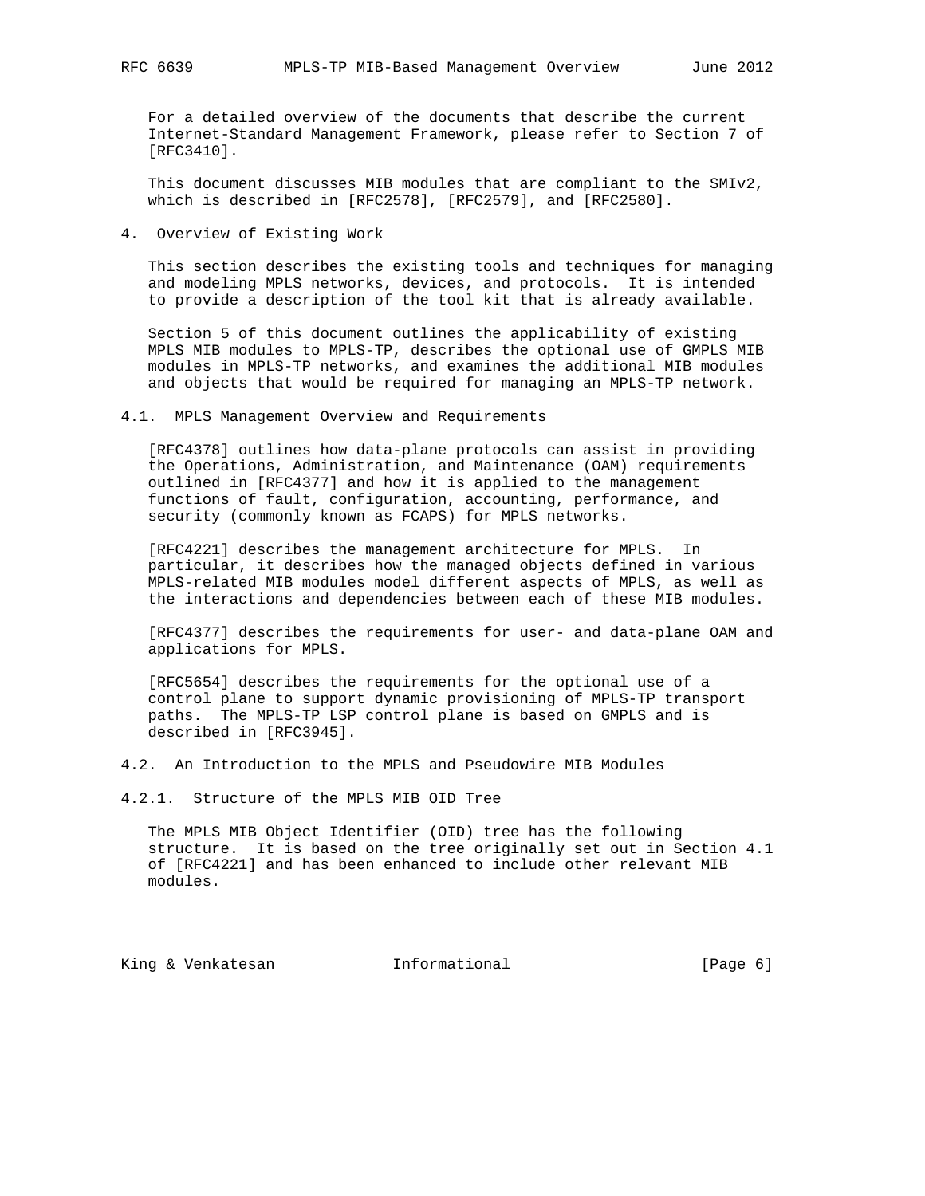For a detailed overview of the documents that describe the current Internet-Standard Management Framework, please refer to Section 7 of [RFC3410].

This document discusses MIB modules that are compliant to the SMIv2, which is described in [RFC2578], [RFC2579], and [RFC2580].

# 4. Overview of Existing Work

This section describes the existing tools and techniques for managing and modeling MPLS networks, devices, and protocols. It is intended to provide a description of the tool kit that is already available.

Section 5 of this document outlines the applicability of existing MPLS MIB modules to MPLS-TP, describes the optional use of GMPLS MIB modules in MPLS-TP networks, and examines the additional MIB modules and objects that would be required for managing an MPLS-TP network.

## 4.1. MPLS Management Overview and Requirements

[RFC4378] outlines how data-plane protocols can assist in providing the Operations, Administration, and Maintenance (OAM) requirements outlined in [RFC4377] and how it is applied to the management functions of fault, configuration, accounting, performance, and security (commonly known as FCAPS) for MPLS networks.

[RFC4221] describes the management architecture for MPLS. In particular, it describes how the managed objects defined in various MPLS-related MIB modules model different aspects of MPLS, as well as the interactions and dependencies between each of these MIB modules.

[RFC4377] describes the requirements for user- and data-plane OAM and applications for MPLS.

[RFC5654] describes the requirements for the optional use of a control plane to support dynamic provisioning of MPLS-TP transport paths. The MPLS-TP LSP control plane is based on GMPLS and is described in [RFC3945].

## 4.2. An Introduction to the MPLS and Pseudowire MIB Modules

### 4.2.1. Structure of the MPLS MIB OID Tree

The MPLS MIB Object Identifier (OID) tree has the following structure. It is based on the tree originally set out in Section 4.1 of [RFC4221] and has been enhanced to include other relevant MIB modules.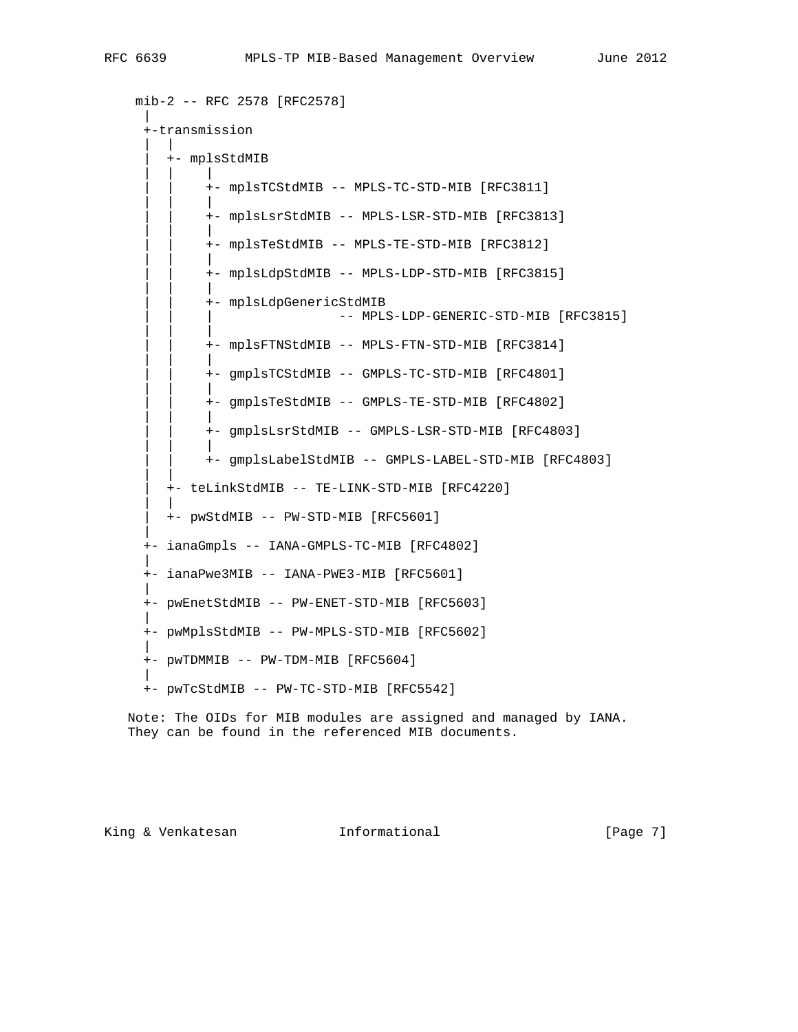```
mib-2 -- RFC 2578 [RFC2578]
 |
 +-transmission
 |  |
 |  +- mplsStdMIB
 |  |    |
 |  |    +- mplsTCStdMIB -- MPLS-TC-STD-MIB [RFC3811]
 |  |    |
 |  |    +- mplsLsrStdMIB -- MPLS-LSR-STD-MIB [RFC3813]
 |  |    |
 |  |    +- mplsTeStdMIB -- MPLS-TE-STD-MIB [RFC3812]
 |  |    |
 |  |    +- mplsLdpStdMIB -- MPLS-LDP-STD-MIB [RFC3815]
 |  |    |
 |  |    +- mplsLdpGenericStdMIB
 |  |    |               -- MPLS-LDP-GENERIC-STD-MIB [RFC3815]
 |  |    |
 |  |    +- mplsFTNStdMIB -- MPLS-FTN-STD-MIB [RFC3814]
 |  |    |
 |  |    +- gmplsTCStdMIB -- GMPLS-TC-STD-MIB [RFC4801]
 |  |    |
 |  |    +- gmplsTeStdMIB -- GMPLS-TE-STD-MIB [RFC4802]
 |  |    |
 |  |    +- gmplsLsrStdMIB -- GMPLS-LSR-STD-MIB [RFC4803]
 |  |    |
 |  |    +- gmplsLabelStdMIB -- GMPLS-LABEL-STD-MIB [RFC4803]
 |  |
 |  +- teLinkStdMIB -- TE-LINK-STD-MIB [RFC4220]
 |  |
 |  +- pwStdMIB -- PW-STD-MIB [RFC5601]
 |
 +- ianaGmpls -- IANA-GMPLS-TC-MIB [RFC4802]
 |
 +- ianaPwe3MIB -- IANA-PWE3-MIB [RFC5601]
 |
 +- pwEnetStdMIB -- PW-ENET-STD-MIB [RFC5603]
 |
 +- pwMplsStdMIB -- PW-MPLS-STD-MIB [RFC5602]
 |
 +- pwTDMMIB -- PW-TDM-MIB [RFC5604]
 |
 +- pwTcStdMIB -- PW-TC-STD-MIB [RFC5542]
```

Note: The OIDs for MIB modules are assigned and managed by IANA. They can be found in the referenced MIB documents.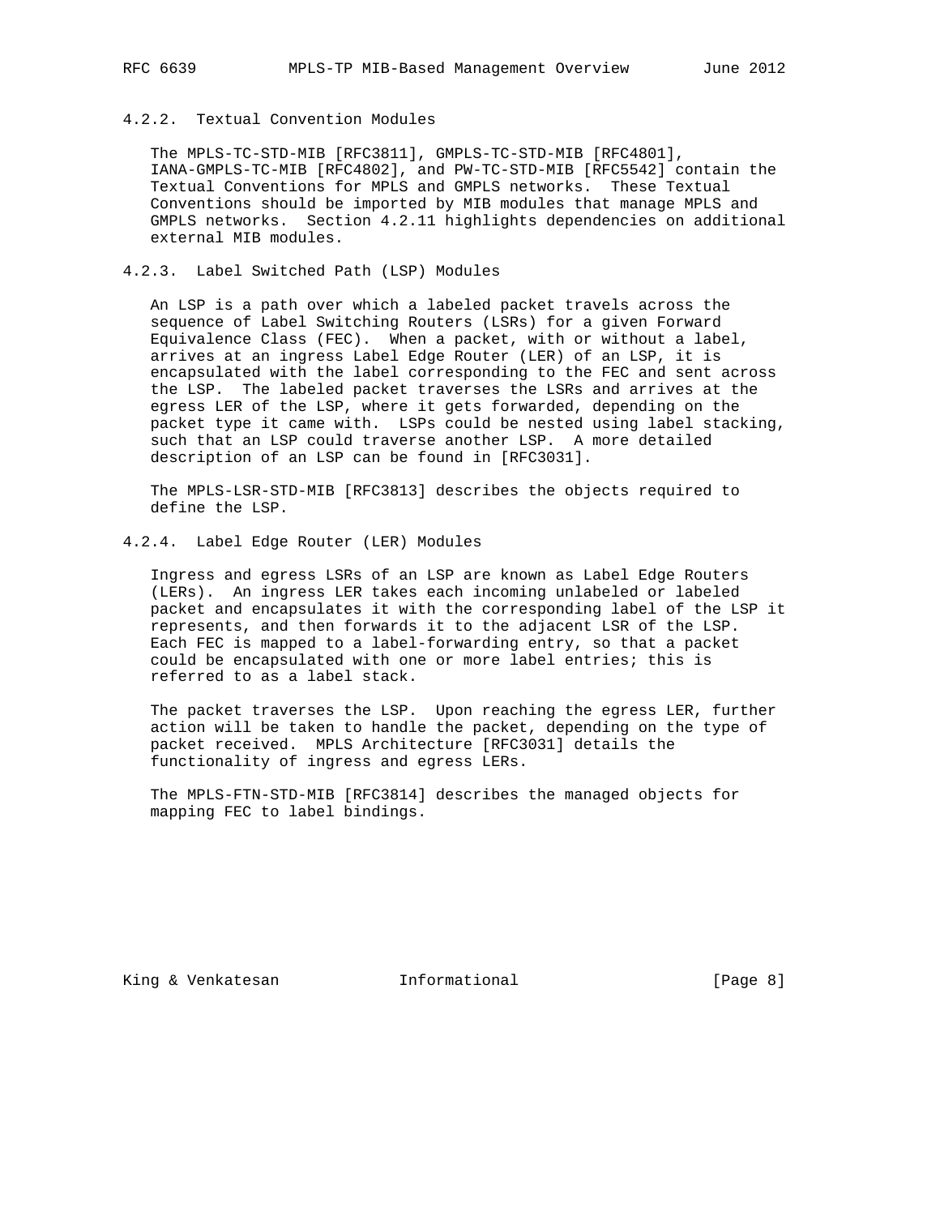#### 4.2.2. Textual Convention Modules

The MPLS-TC-STD-MIB [RFC3811], GMPLS-TC-STD-MIB [RFC4801], IANA-GMPLS-TC-MIB [RFC4802], and PW-TC-STD-MIB [RFC5542] contain the Textual Conventions for MPLS and GMPLS networks. These Textual Conventions should be imported by MIB modules that manage MPLS and GMPLS networks. Section 4.2.11 highlights dependencies on additional external MIB modules.

#### 4.2.3. Label Switched Path (LSP) Modules

An LSP is a path over which a labeled packet travels across the sequence of Label Switching Routers (LSRs) for a given Forward Equivalence Class (FEC). When a packet, with or without a label, arrives at an ingress Label Edge Router (LER) of an LSP, it is encapsulated with the label corresponding to the FEC and sent across the LSP. The labeled packet traverses the LSRs and arrives at the egress LER of the LSP, where it gets forwarded, depending on the packet type it came with. LSPs could be nested using label stacking, such that an LSP could traverse another LSP. A more detailed description of an LSP can be found in [RFC3031].

The MPLS-LSR-STD-MIB [RFC3813] describes the objects required to define the LSP.

#### 4.2.4. Label Edge Router (LER) Modules

Ingress and egress LSRs of an LSP are known as Label Edge Routers (LERs). An ingress LER takes each incoming unlabeled or labeled packet and encapsulates it with the corresponding label of the LSP it represents, and then forwards it to the adjacent LSR of the LSP. Each FEC is mapped to a label-forwarding entry, so that a packet could be encapsulated with one or more label entries; this is referred to as a label stack.

The packet traverses the LSP. Upon reaching the egress LER, further action will be taken to handle the packet, depending on the type of packet received. MPLS Architecture [RFC3031] details the functionality of ingress and egress LERs.

The MPLS-FTN-STD-MIB [RFC3814] describes the managed objects for mapping FEC to label bindings.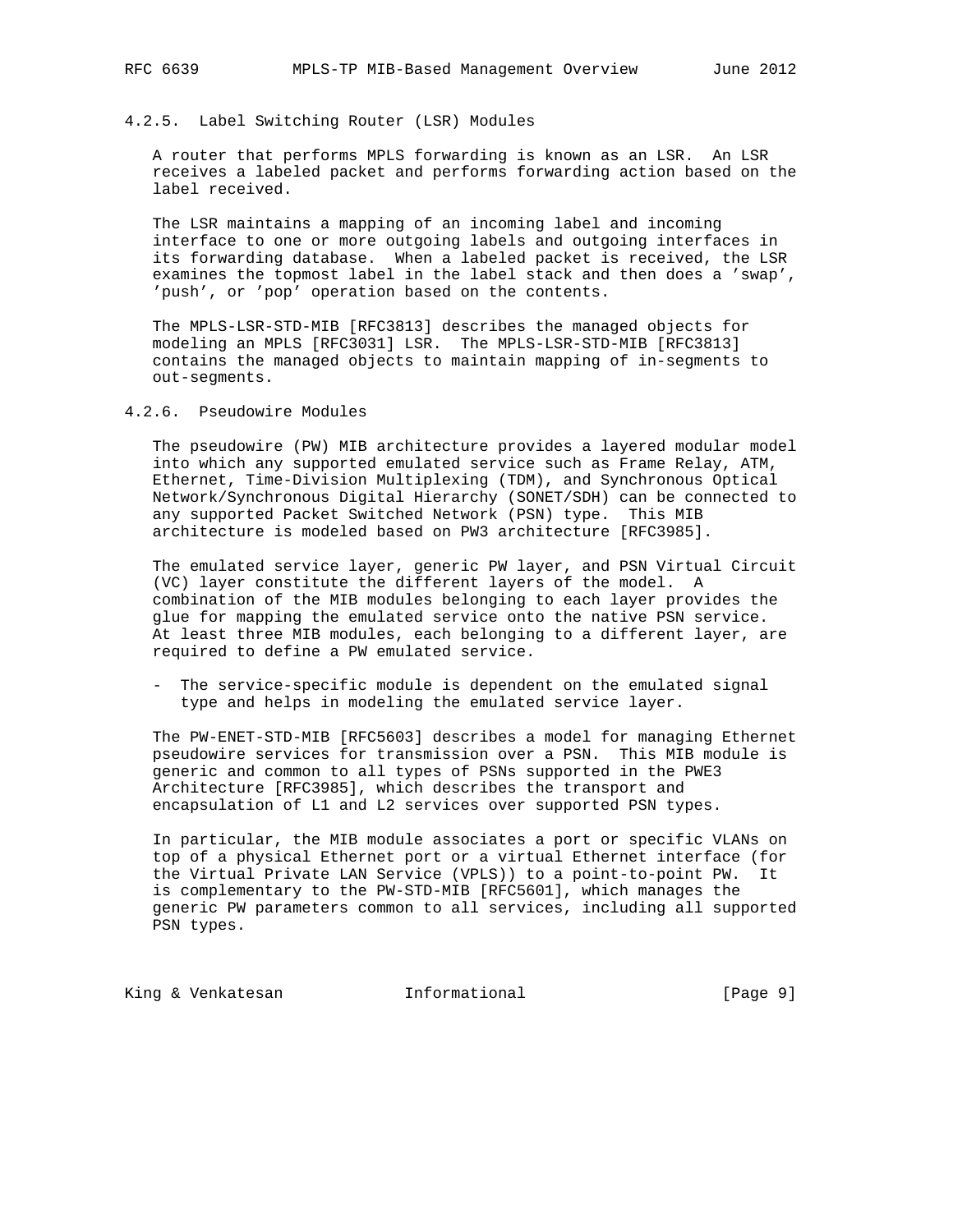#### 4.2.5. Label Switching Router (LSR) Modules

A router that performs MPLS forwarding is known as an LSR. An LSR receives a labeled packet and performs forwarding action based on the label received.

The LSR maintains a mapping of an incoming label and incoming interface to one or more outgoing labels and outgoing interfaces in its forwarding database. When a labeled packet is received, the LSR examines the topmost label in the label stack and then does a 'swap', 'push', or 'pop' operation based on the contents.

The MPLS-LSR-STD-MIB [RFC3813] describes the managed objects for modeling an MPLS [RFC3031] LSR. The MPLS-LSR-STD-MIB [RFC3813] contains the managed objects to maintain mapping of in-segments to out-segments.

#### 4.2.6. Pseudowire Modules

The pseudowire (PW) MIB architecture provides a layered modular model into which any supported emulated service such as Frame Relay, ATM, Ethernet, Time-Division Multiplexing (TDM), and Synchronous Optical Network/Synchronous Digital Hierarchy (SONET/SDH) can be connected to any supported Packet Switched Network (PSN) type. This MIB architecture is modeled based on PW3 architecture [RFC3985].

The emulated service layer, generic PW layer, and PSN Virtual Circuit (VC) layer constitute the different layers of the model. A combination of the MIB modules belonging to each layer provides the glue for mapping the emulated service onto the native PSN service. At least three MIB modules, each belonging to a different layer, are required to define a PW emulated service.

- The service-specific module is dependent on the emulated signal type and helps in modeling the emulated service layer.

The PW-ENET-STD-MIB [RFC5603] describes a model for managing Ethernet pseudowire services for transmission over a PSN. This MIB module is generic and common to all types of PSNs supported in the PWE3 Architecture [RFC3985], which describes the transport and encapsulation of L1 and L2 services over supported PSN types.

In particular, the MIB module associates a port or specific VLANs on top of a physical Ethernet port or a virtual Ethernet interface (for the Virtual Private LAN Service (VPLS)) to a point-to-point PW. It is complementary to the PW-STD-MIB [RFC5601], which manages the generic PW parameters common to all services, including all supported PSN types.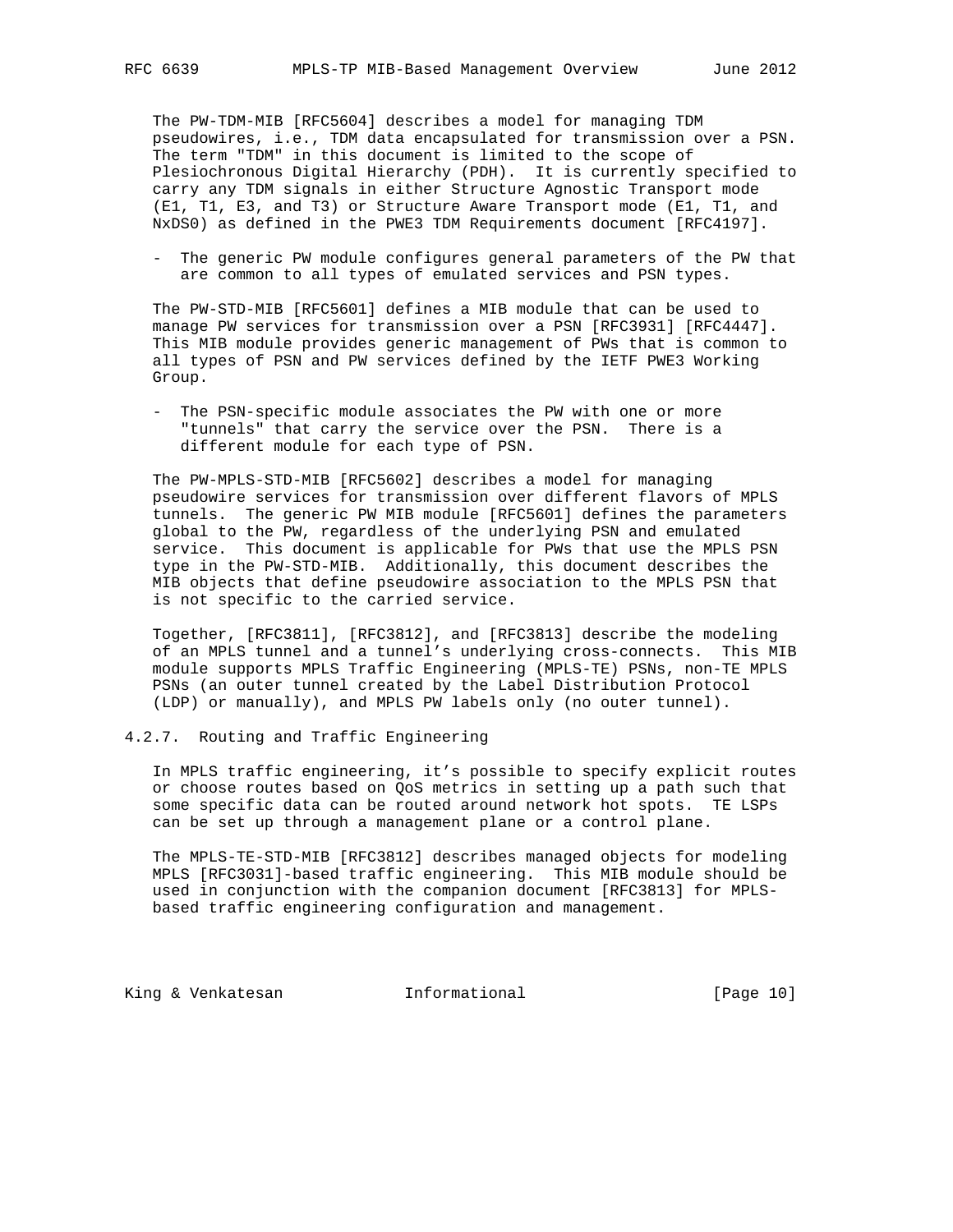The PW-TDM-MIB [RFC5604] describes a model for managing TDM pseudowires, i.e., TDM data encapsulated for transmission over a PSN. The term "TDM" in this document is limited to the scope of Plesiochronous Digital Hierarchy (PDH). It is currently specified to carry any TDM signals in either Structure Agnostic Transport mode (E1, T1, E3, and T3) or Structure Aware Transport mode (E1, T1, and NxDS0) as defined in the PWE3 TDM Requirements document [RFC4197].

- The generic PW module configures general parameters of the PW that are common to all types of emulated services and PSN types.

The PW-STD-MIB [RFC5601] defines a MIB module that can be used to manage PW services for transmission over a PSN [RFC3931] [RFC4447]. This MIB module provides generic management of PWs that is common to all types of PSN and PW services defined by the IETF PWE3 Working Group.

- The PSN-specific module associates the PW with one or more "tunnels" that carry the service over the PSN. There is a different module for each type of PSN.

The PW-MPLS-STD-MIB [RFC5602] describes a model for managing pseudowire services for transmission over different flavors of MPLS tunnels. The generic PW MIB module [RFC5601] defines the parameters global to the PW, regardless of the underlying PSN and emulated service. This document is applicable for PWs that use the MPLS PSN type in the PW-STD-MIB. Additionally, this document describes the MIB objects that define pseudowire association to the MPLS PSN that is not specific to the carried service.

Together, [RFC3811], [RFC3812], and [RFC3813] describe the modeling of an MPLS tunnel and a tunnel's underlying cross-connects. This MIB module supports MPLS Traffic Engineering (MPLS-TE) PSNs, non-TE MPLS PSNs (an outer tunnel created by the Label Distribution Protocol (LDP) or manually), and MPLS PW labels only (no outer tunnel).

#### 4.2.7. Routing and Traffic Engineering

In MPLS traffic engineering, it's possible to specify explicit routes or choose routes based on QoS metrics in setting up a path such that some specific data can be routed around network hot spots. TE LSPs can be set up through a management plane or a control plane.

The MPLS-TE-STD-MIB [RFC3812] describes managed objects for modeling MPLS [RFC3031]-based traffic engineering. This MIB module should be used in conjunction with the companion document [RFC3813] for MPLS-based traffic engineering configuration and management.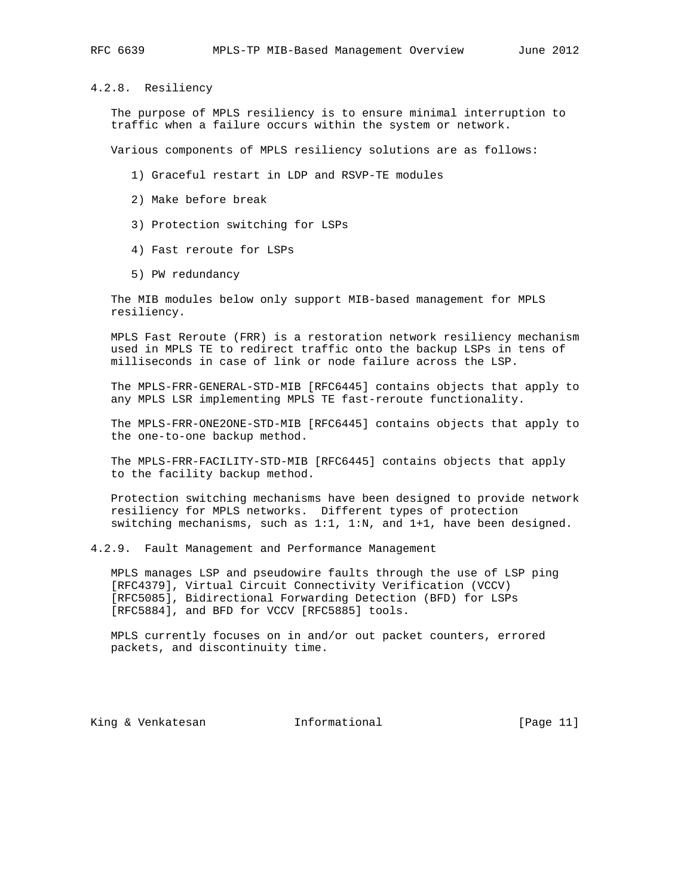#### 4.2.8. Resiliency

The purpose of MPLS resiliency is to ensure minimal interruption to traffic when a failure occurs within the system or network.

Various components of MPLS resiliency solutions are as follows:

1) Graceful restart in LDP and RSVP-TE modules
2) Make before break
3) Protection switching for LSPs
4) Fast reroute for LSPs
5) PW redundancy

The MIB modules below only support MIB-based management for MPLS resiliency.

MPLS Fast Reroute (FRR) is a restoration network resiliency mechanism used in MPLS TE to redirect traffic onto the backup LSPs in tens of milliseconds in case of link or node failure across the LSP.

The MPLS-FRR-GENERAL-STD-MIB [RFC6445] contains objects that apply to any MPLS LSR implementing MPLS TE fast-reroute functionality.

The MPLS-FRR-ONE2ONE-STD-MIB [RFC6445] contains objects that apply to the one-to-one backup method.

The MPLS-FRR-FACILITY-STD-MIB [RFC6445] contains objects that apply to the facility backup method.

Protection switching mechanisms have been designed to provide network resiliency for MPLS networks. Different types of protection switching mechanisms, such as 1:1, 1:N, and 1+1, have been designed.

#### 4.2.9. Fault Management and Performance Management

MPLS manages LSP and pseudowire faults through the use of LSP ping [RFC4379], Virtual Circuit Connectivity Verification (VCCV) [RFC5085], Bidirectional Forwarding Detection (BFD) for LSPs [RFC5884], and BFD for VCCV [RFC5885] tools.

MPLS currently focuses on in and/or out packet counters, errored packets, and discontinuity time.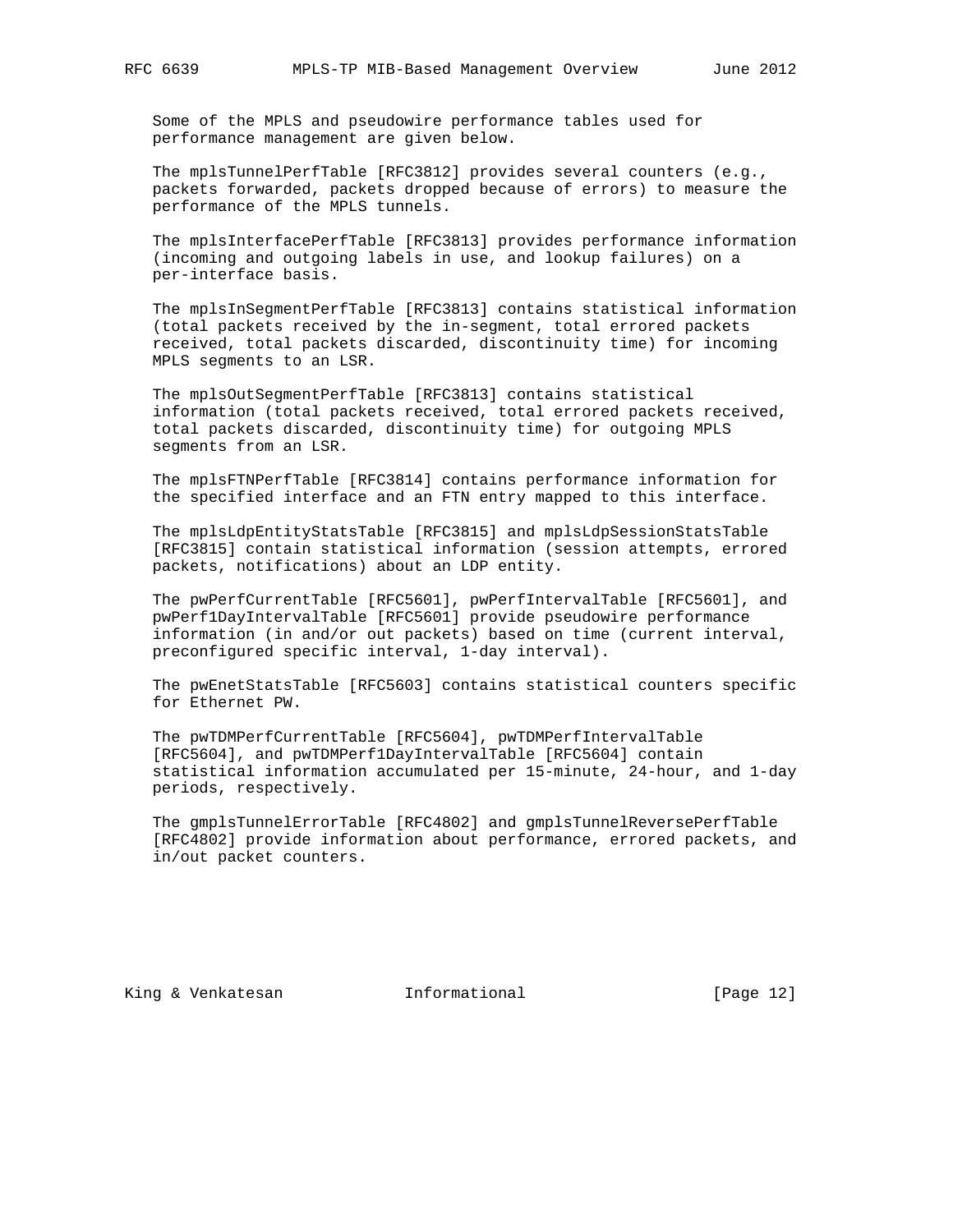Some of the MPLS and pseudowire performance tables used for performance management are given below.

The mplsTunnelPerfTable [RFC3812] provides several counters (e.g., packets forwarded, packets dropped because of errors) to measure the performance of the MPLS tunnels.

The mplsInterfacePerfTable [RFC3813] provides performance information (incoming and outgoing labels in use, and lookup failures) on a per-interface basis.

The mplsInSegmentPerfTable [RFC3813] contains statistical information (total packets received by the in-segment, total errored packets received, total packets discarded, discontinuity time) for incoming MPLS segments to an LSR.

The mplsOutSegmentPerfTable [RFC3813] contains statistical information (total packets received, total errored packets received, total packets discarded, discontinuity time) for outgoing MPLS segments from an LSR.

The mplsFTNPerfTable [RFC3814] contains performance information for the specified interface and an FTN entry mapped to this interface.

The mplsLdpEntityStatsTable [RFC3815] and mplsLdpSessionStatsTable [RFC3815] contain statistical information (session attempts, errored packets, notifications) about an LDP entity.

The pwPerfCurrentTable [RFC5601], pwPerfIntervalTable [RFC5601], and pwPerf1DayIntervalTable [RFC5601] provide pseudowire performance information (in and/or out packets) based on time (current interval, preconfigured specific interval, 1-day interval).

The pwEnetStatsTable [RFC5603] contains statistical counters specific for Ethernet PW.

The pwTDMPerfCurrentTable [RFC5604], pwTDMPerfIntervalTable [RFC5604], and pwTDMPerf1DayIntervalTable [RFC5604] contain statistical information accumulated per 15-minute, 24-hour, and 1-day periods, respectively.

The gmplsTunnelErrorTable [RFC4802] and gmplsTunnelReversePerfTable [RFC4802] provide information about performance, errored packets, and in/out packet counters.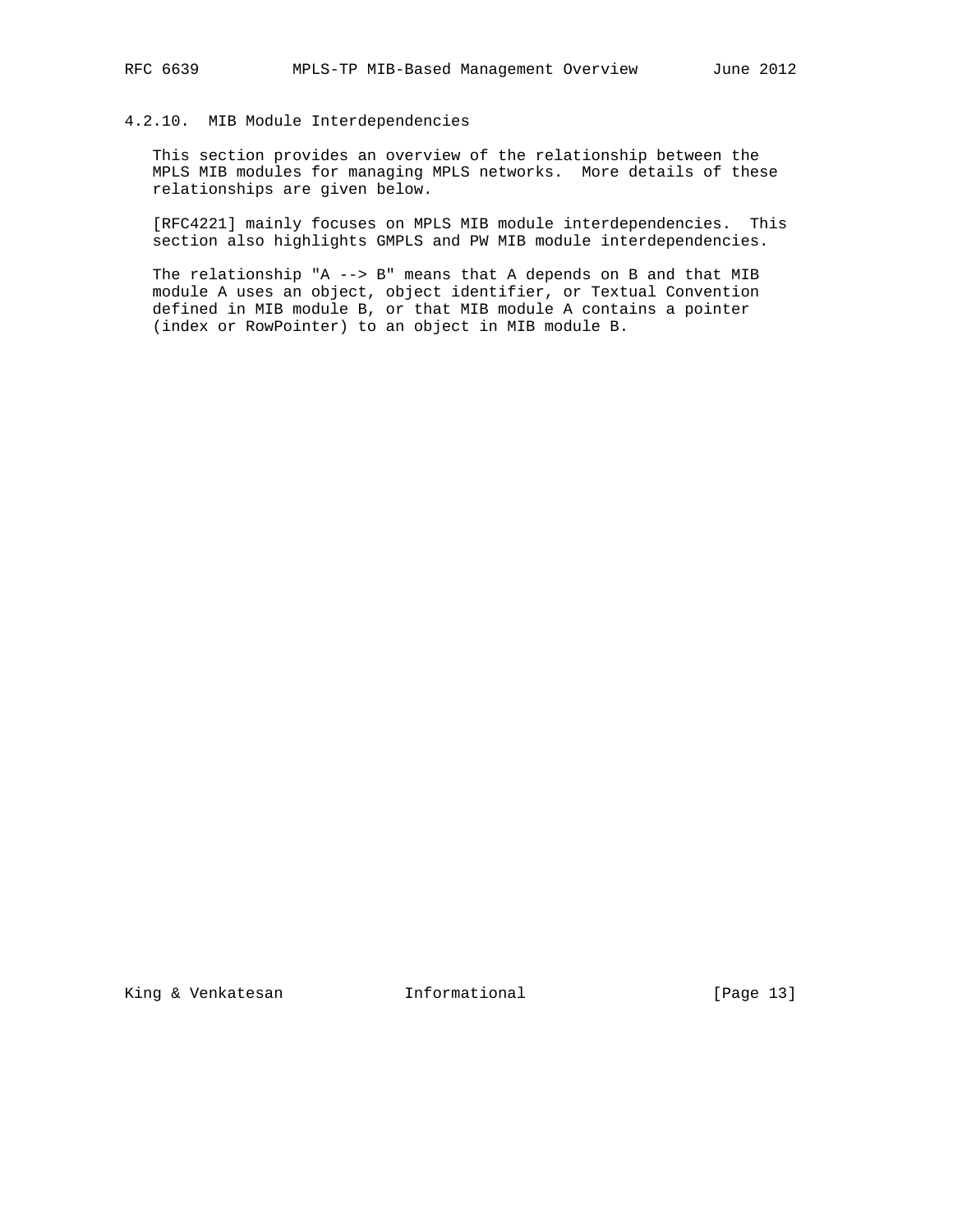#### 4.2.10. MIB Module Interdependencies

This section provides an overview of the relationship between the MPLS MIB modules for managing MPLS networks. More details of these relationships are given below.

[RFC4221] mainly focuses on MPLS MIB module interdependencies. This section also highlights GMPLS and PW MIB module interdependencies.

The relationship "A --> B" means that A depends on B and that MIB module A uses an object, object identifier, or Textual Convention defined in MIB module B, or that MIB module A contains a pointer (index or RowPointer) to an object in MIB module B.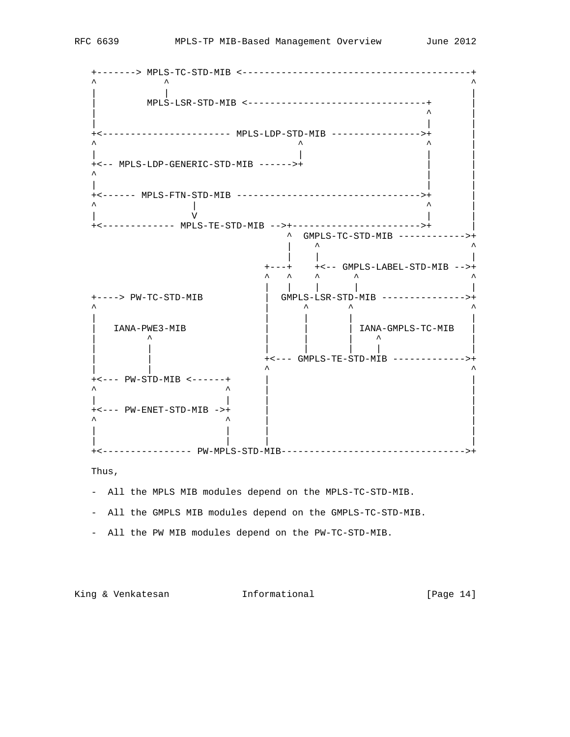```
   +-------> MPLS-TC-STD-MIB <-----------------------------------------+
   ^            ^                                                       ^
   |            |                                                       |
   |         MPLS-LSR-STD-MIB <--------------------------------+       |
   |                                                            ^       |
   |                                                            |       |
   +<----------------------- MPLS-LDP-STD-MIB ---------------->+       |
   ^                                    ^                       ^       |
   |                                    |                       |       |
   +<-- MPLS-LDP-GENERIC-STD-MIB ------>+                       |       |
   ^                                                            |       |
   |                                                            |       |
   +<------ MPLS-FTN-STD-MIB --------------------------------->+       |
   ^                |                                           ^       |
   |                V                                           |       |
   +<------------- MPLS-TE-STD-MIB -->+----------------------->+       |
                                      ^  GMPLS-TC-STD-MIB ----------->+
                                      |    ^                           ^
                                      |    |                           |
                                  +---+    +<-- GMPLS-LABEL-STD-MIB -->+
                                  ^   ^    ^      ^                    ^
                                  |   |    |      |                    |
   +----> PW-TC-STD-MIB           |  GMPLS-LSR-STD-MIB --------------->+
   ^                              |      ^      ^                      ^
   |                              |      |      |                      |
   |   IANA-PWE3-MIB              |      |      | IANA-GMPLS-TC-MIB    |
   |         ^                    |      |      |    ^                 |
   |         |                    |      |      |    |                 |
   |         |                    +<--- GMPLS-TE-STD-MIB ------------->+
   |         |                    ^                                    ^
   +<--- PW-STD-MIB <------+      |                                    |
   ^                       ^      |                                    |
   |                       |      |                                    |
   +<--- PW-ENET-STD-MIB ->+      |                                    |
   ^                       ^      |                                    |
   |                       |      |                                    |
   |                       |      |                                    |
   +<---------------- PW-MPLS-STD-MIB-------------------------------->+
```

Thus,

- All the MPLS MIB modules depend on the MPLS-TC-STD-MIB.

- All the GMPLS MIB modules depend on the GMPLS-TC-STD-MIB.

- All the PW MIB modules depend on the PW-TC-STD-MIB.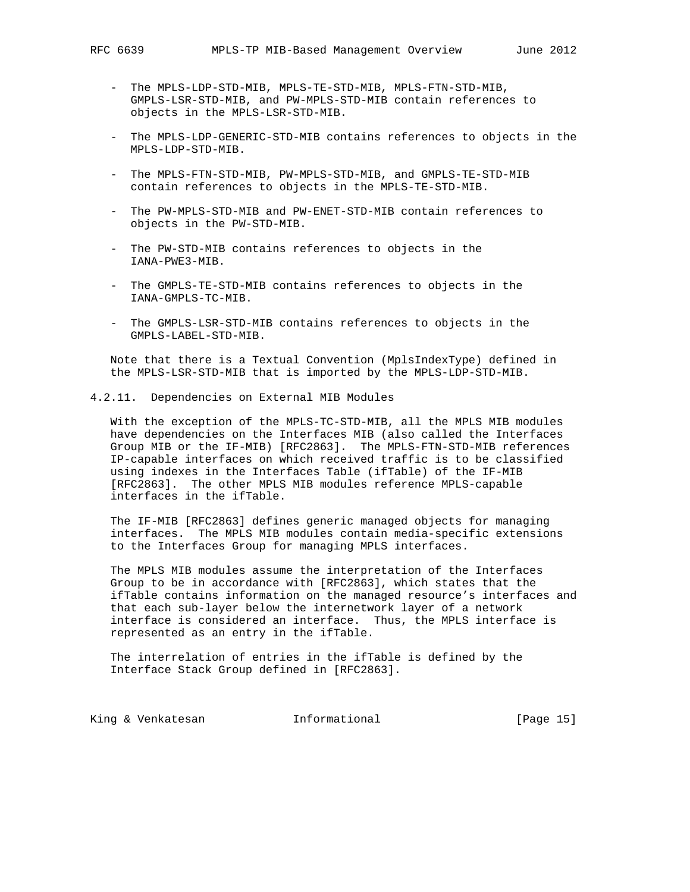- The MPLS-LDP-STD-MIB, MPLS-TE-STD-MIB, MPLS-FTN-STD-MIB, GMPLS-LSR-STD-MIB, and PW-MPLS-STD-MIB contain references to objects in the MPLS-LSR-STD-MIB.
- The MPLS-LDP-GENERIC-STD-MIB contains references to objects in the MPLS-LDP-STD-MIB.
- The MPLS-FTN-STD-MIB, PW-MPLS-STD-MIB, and GMPLS-TE-STD-MIB contain references to objects in the MPLS-TE-STD-MIB.
- The PW-MPLS-STD-MIB and PW-ENET-STD-MIB contain references to objects in the PW-STD-MIB.
- The PW-STD-MIB contains references to objects in the IANA-PWE3-MIB.
- The GMPLS-TE-STD-MIB contains references to objects in the IANA-GMPLS-TC-MIB.
- The GMPLS-LSR-STD-MIB contains references to objects in the GMPLS-LABEL-STD-MIB.

Note that there is a Textual Convention (MplsIndexType) defined in the MPLS-LSR-STD-MIB that is imported by the MPLS-LDP-STD-MIB.

#### 4.2.11. Dependencies on External MIB Modules

With the exception of the MPLS-TC-STD-MIB, all the MPLS MIB modules have dependencies on the Interfaces MIB (also called the Interfaces Group MIB or the IF-MIB) [RFC2863]. The MPLS-FTN-STD-MIB references IP-capable interfaces on which received traffic is to be classified using indexes in the Interfaces Table (ifTable) of the IF-MIB [RFC2863]. The other MPLS MIB modules reference MPLS-capable interfaces in the ifTable.

The IF-MIB [RFC2863] defines generic managed objects for managing interfaces. The MPLS MIB modules contain media-specific extensions to the Interfaces Group for managing MPLS interfaces.

The MPLS MIB modules assume the interpretation of the Interfaces Group to be in accordance with [RFC2863], which states that the ifTable contains information on the managed resource's interfaces and that each sub-layer below the internetwork layer of a network interface is considered an interface. Thus, the MPLS interface is represented as an entry in the ifTable.

The interrelation of entries in the ifTable is defined by the Interface Stack Group defined in [RFC2863].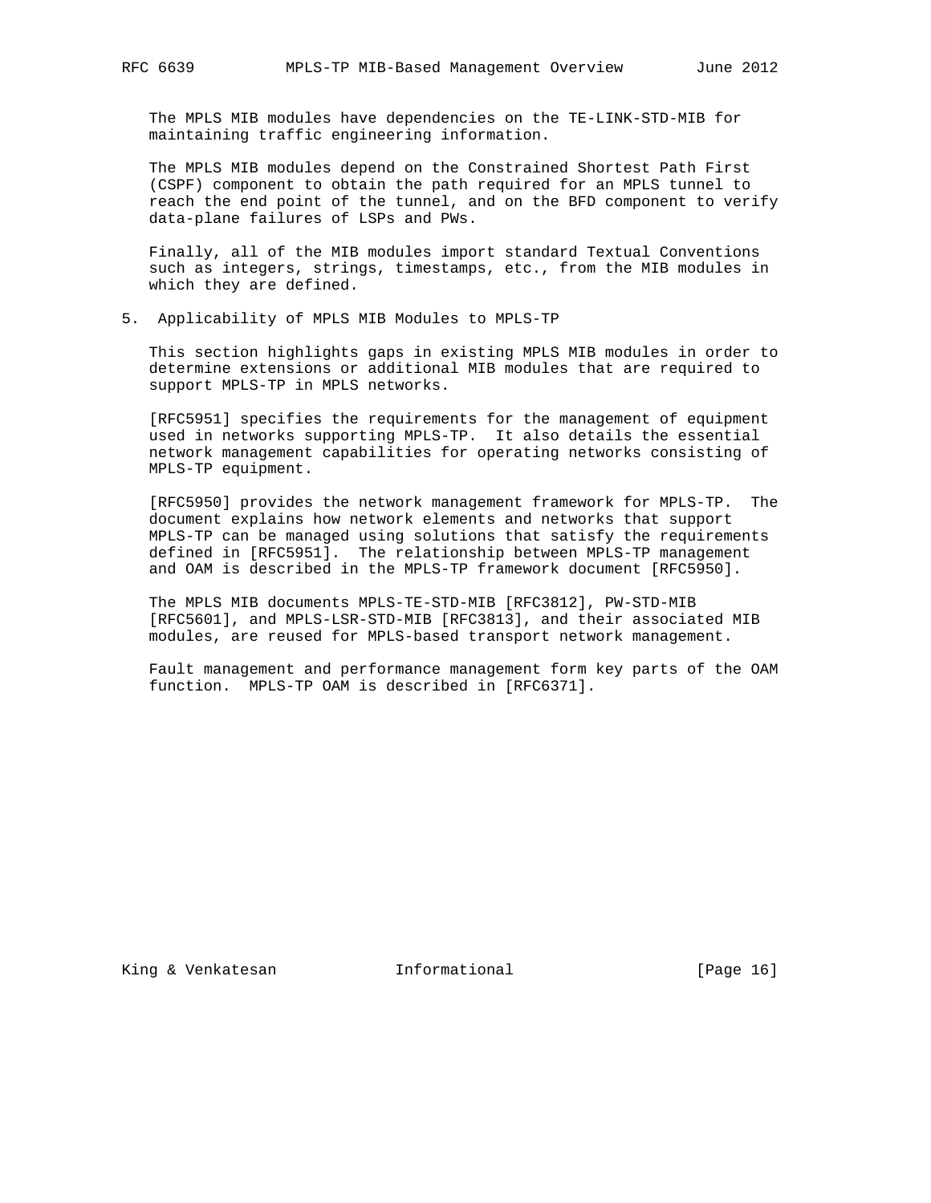The MPLS MIB modules have dependencies on the TE-LINK-STD-MIB for maintaining traffic engineering information.

The MPLS MIB modules depend on the Constrained Shortest Path First (CSPF) component to obtain the path required for an MPLS tunnel to reach the end point of the tunnel, and on the BFD component to verify data-plane failures of LSPs and PWs.

Finally, all of the MIB modules import standard Textual Conventions such as integers, strings, timestamps, etc., from the MIB modules in which they are defined.

## 5. Applicability of MPLS MIB Modules to MPLS-TP

This section highlights gaps in existing MPLS MIB modules in order to determine extensions or additional MIB modules that are required to support MPLS-TP in MPLS networks.

[RFC5951] specifies the requirements for the management of equipment used in networks supporting MPLS-TP. It also details the essential network management capabilities for operating networks consisting of MPLS-TP equipment.

[RFC5950] provides the network management framework for MPLS-TP. The document explains how network elements and networks that support MPLS-TP can be managed using solutions that satisfy the requirements defined in [RFC5951]. The relationship between MPLS-TP management and OAM is described in the MPLS-TP framework document [RFC5950].

The MPLS MIB documents MPLS-TE-STD-MIB [RFC3812], PW-STD-MIB [RFC5601], and MPLS-LSR-STD-MIB [RFC3813], and their associated MIB modules, are reused for MPLS-based transport network management.

Fault management and performance management form key parts of the OAM function. MPLS-TP OAM is described in [RFC6371].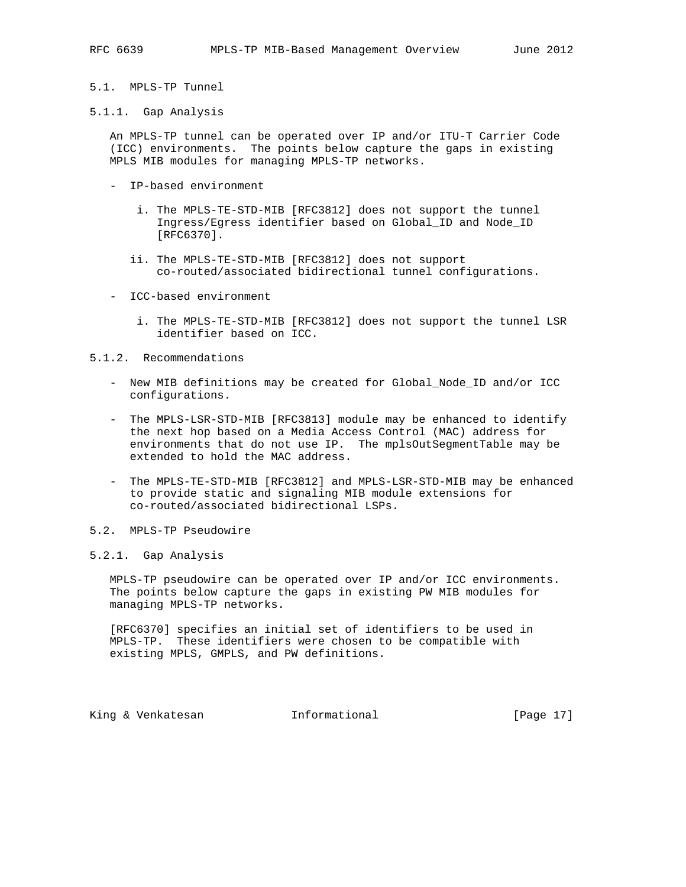### 5.1. MPLS-TP Tunnel

#### 5.1.1. Gap Analysis

An MPLS-TP tunnel can be operated over IP and/or ITU-T Carrier Code (ICC) environments. The points below capture the gaps in existing MPLS MIB modules for managing MPLS-TP networks.

- IP-based environment

  i. The MPLS-TE-STD-MIB [RFC3812] does not support the tunnel Ingress/Egress identifier based on Global_ID and Node_ID [RFC6370].

  ii. The MPLS-TE-STD-MIB [RFC3812] does not support co-routed/associated bidirectional tunnel configurations.

- ICC-based environment

  i. The MPLS-TE-STD-MIB [RFC3812] does not support the tunnel LSR identifier based on ICC.

#### 5.1.2. Recommendations

- New MIB definitions may be created for Global_Node_ID and/or ICC configurations.

- The MPLS-LSR-STD-MIB [RFC3813] module may be enhanced to identify the next hop based on a Media Access Control (MAC) address for environments that do not use IP. The mplsOutSegmentTable may be extended to hold the MAC address.

- The MPLS-TE-STD-MIB [RFC3812] and MPLS-LSR-STD-MIB may be enhanced to provide static and signaling MIB module extensions for co-routed/associated bidirectional LSPs.

### 5.2. MPLS-TP Pseudowire

#### 5.2.1. Gap Analysis

MPLS-TP pseudowire can be operated over IP and/or ICC environments. The points below capture the gaps in existing PW MIB modules for managing MPLS-TP networks.

[RFC6370] specifies an initial set of identifiers to be used in MPLS-TP. These identifiers were chosen to be compatible with existing MPLS, GMPLS, and PW definitions.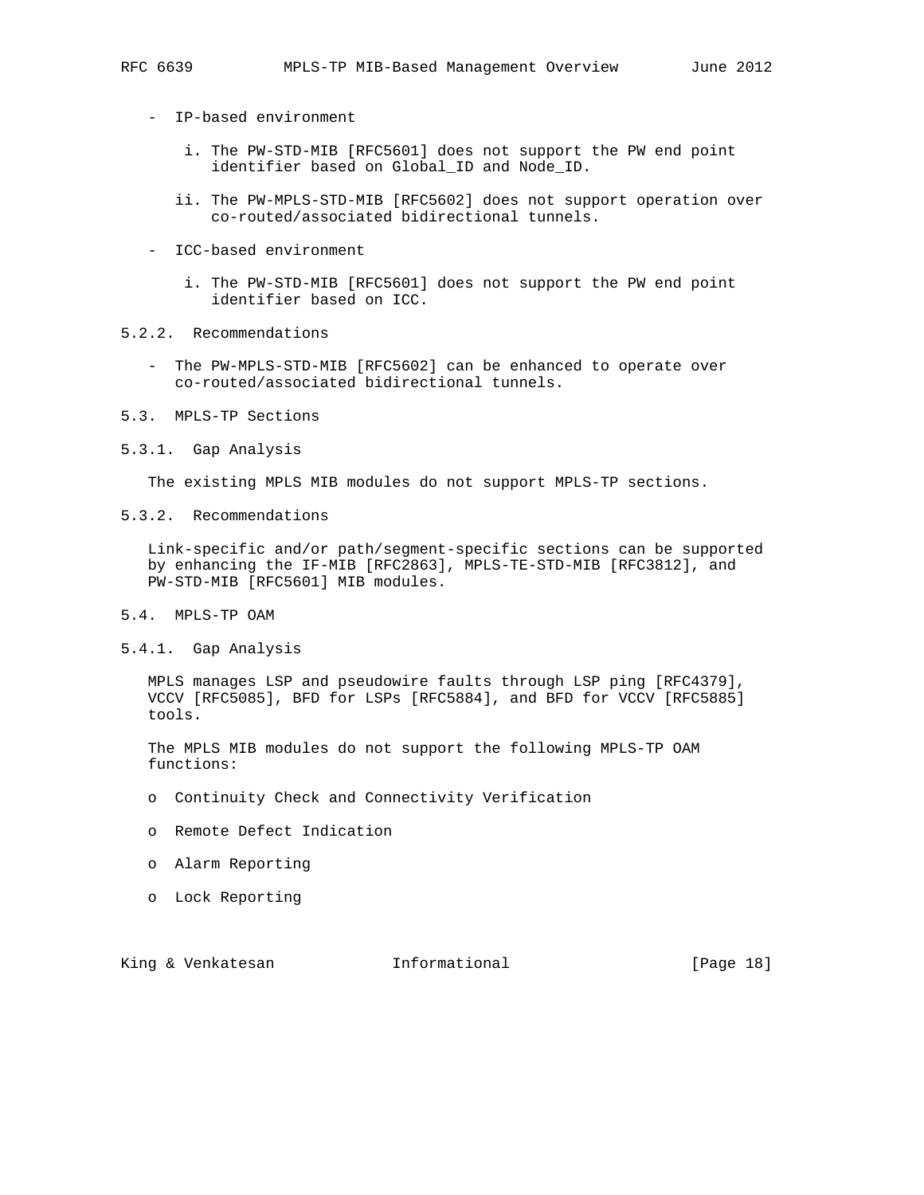- IP-based environment

  i. The PW-STD-MIB [RFC5601] does not support the PW end point identifier based on Global_ID and Node_ID.

  ii. The PW-MPLS-STD-MIB [RFC5602] does not support operation over co-routed/associated bidirectional tunnels.

- ICC-based environment

  i. The PW-STD-MIB [RFC5601] does not support the PW end point identifier based on ICC.

#### 5.2.2. Recommendations

- The PW-MPLS-STD-MIB [RFC5602] can be enhanced to operate over co-routed/associated bidirectional tunnels.

### 5.3. MPLS-TP Sections

#### 5.3.1. Gap Analysis

The existing MPLS MIB modules do not support MPLS-TP sections.

#### 5.3.2. Recommendations

Link-specific and/or path/segment-specific sections can be supported by enhancing the IF-MIB [RFC2863], MPLS-TE-STD-MIB [RFC3812], and PW-STD-MIB [RFC5601] MIB modules.

### 5.4. MPLS-TP OAM

#### 5.4.1. Gap Analysis

MPLS manages LSP and pseudowire faults through LSP ping [RFC4379], VCCV [RFC5085], BFD for LSPs [RFC5884], and BFD for VCCV [RFC5885] tools.

The MPLS MIB modules do not support the following MPLS-TP OAM functions:

- Continuity Check and Connectivity Verification
- Remote Defect Indication
- Alarm Reporting
- Lock Reporting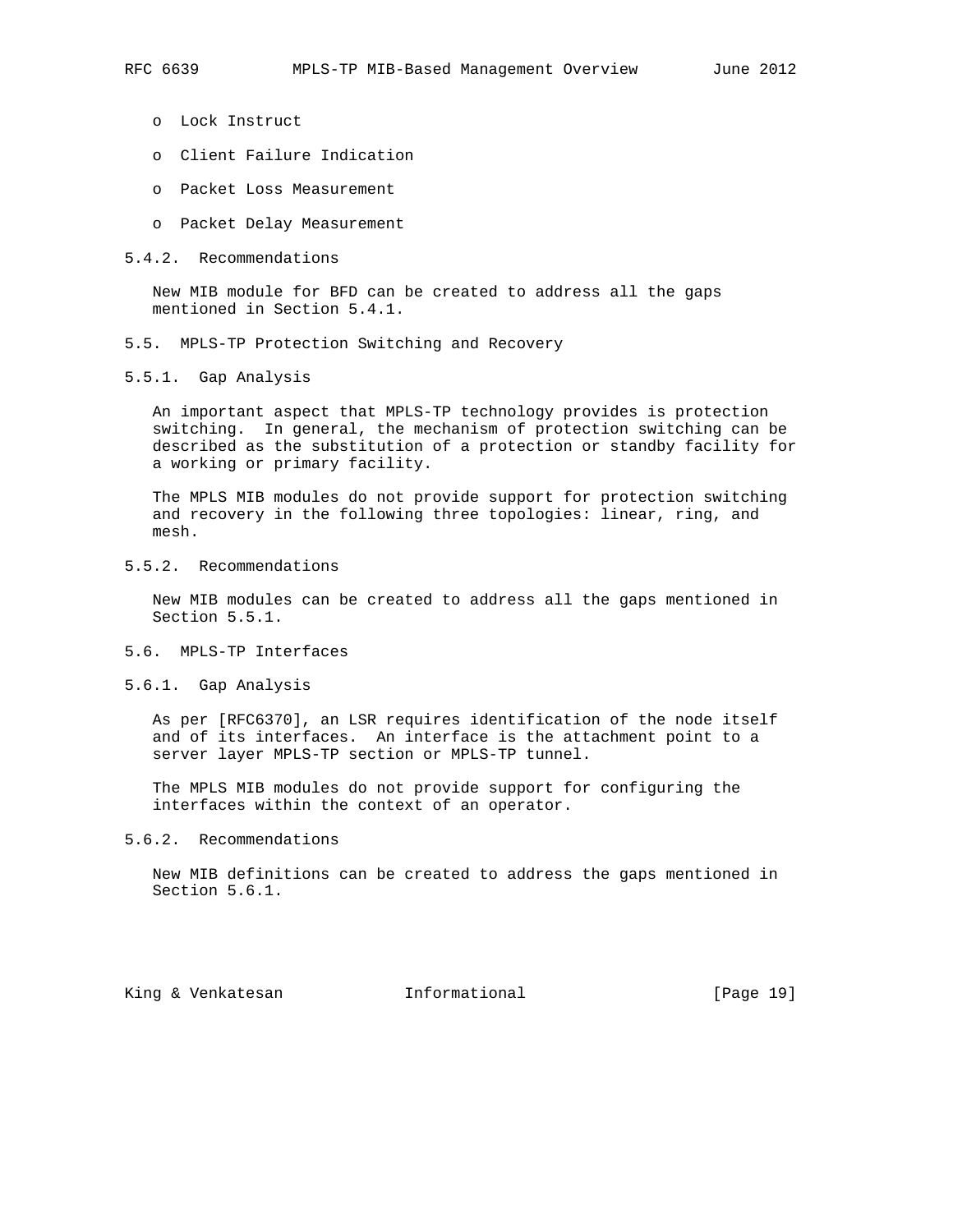- Lock Instruct
- Client Failure Indication
- Packet Loss Measurement
- Packet Delay Measurement

#### 5.4.2. Recommendations

New MIB module for BFD can be created to address all the gaps mentioned in Section 5.4.1.

### 5.5. MPLS-TP Protection Switching and Recovery

#### 5.5.1. Gap Analysis

An important aspect that MPLS-TP technology provides is protection switching. In general, the mechanism of protection switching can be described as the substitution of a protection or standby facility for a working or primary facility.

The MPLS MIB modules do not provide support for protection switching and recovery in the following three topologies: linear, ring, and mesh.

#### 5.5.2. Recommendations

New MIB modules can be created to address all the gaps mentioned in Section 5.5.1.

### 5.6. MPLS-TP Interfaces

#### 5.6.1. Gap Analysis

As per [RFC6370], an LSR requires identification of the node itself and of its interfaces. An interface is the attachment point to a server layer MPLS-TP section or MPLS-TP tunnel.

The MPLS MIB modules do not provide support for configuring the interfaces within the context of an operator.

#### 5.6.2. Recommendations

New MIB definitions can be created to address the gaps mentioned in Section 5.6.1.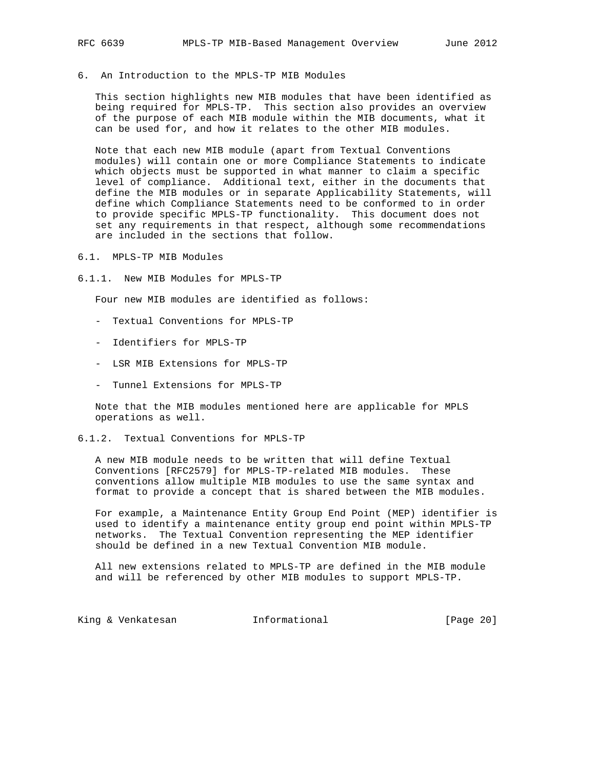## 6. An Introduction to the MPLS-TP MIB Modules

This section highlights new MIB modules that have been identified as being required for MPLS-TP. This section also provides an overview of the purpose of each MIB module within the MIB documents, what it can be used for, and how it relates to the other MIB modules.

Note that each new MIB module (apart from Textual Conventions modules) will contain one or more Compliance Statements to indicate which objects must be supported in what manner to claim a specific level of compliance. Additional text, either in the documents that define the MIB modules or in separate Applicability Statements, will define which Compliance Statements need to be conformed to in order to provide specific MPLS-TP functionality. This document does not set any requirements in that respect, although some recommendations are included in the sections that follow.

### 6.1. MPLS-TP MIB Modules

#### 6.1.1. New MIB Modules for MPLS-TP

Four new MIB modules are identified as follows:

- Textual Conventions for MPLS-TP
- Identifiers for MPLS-TP
- LSR MIB Extensions for MPLS-TP
- Tunnel Extensions for MPLS-TP

Note that the MIB modules mentioned here are applicable for MPLS operations as well.

#### 6.1.2. Textual Conventions for MPLS-TP

A new MIB module needs to be written that will define Textual Conventions [RFC2579] for MPLS-TP-related MIB modules. These conventions allow multiple MIB modules to use the same syntax and format to provide a concept that is shared between the MIB modules.

For example, a Maintenance Entity Group End Point (MEP) identifier is used to identify a maintenance entity group end point within MPLS-TP networks. The Textual Convention representing the MEP identifier should be defined in a new Textual Convention MIB module.

All new extensions related to MPLS-TP are defined in the MIB module and will be referenced by other MIB modules to support MPLS-TP.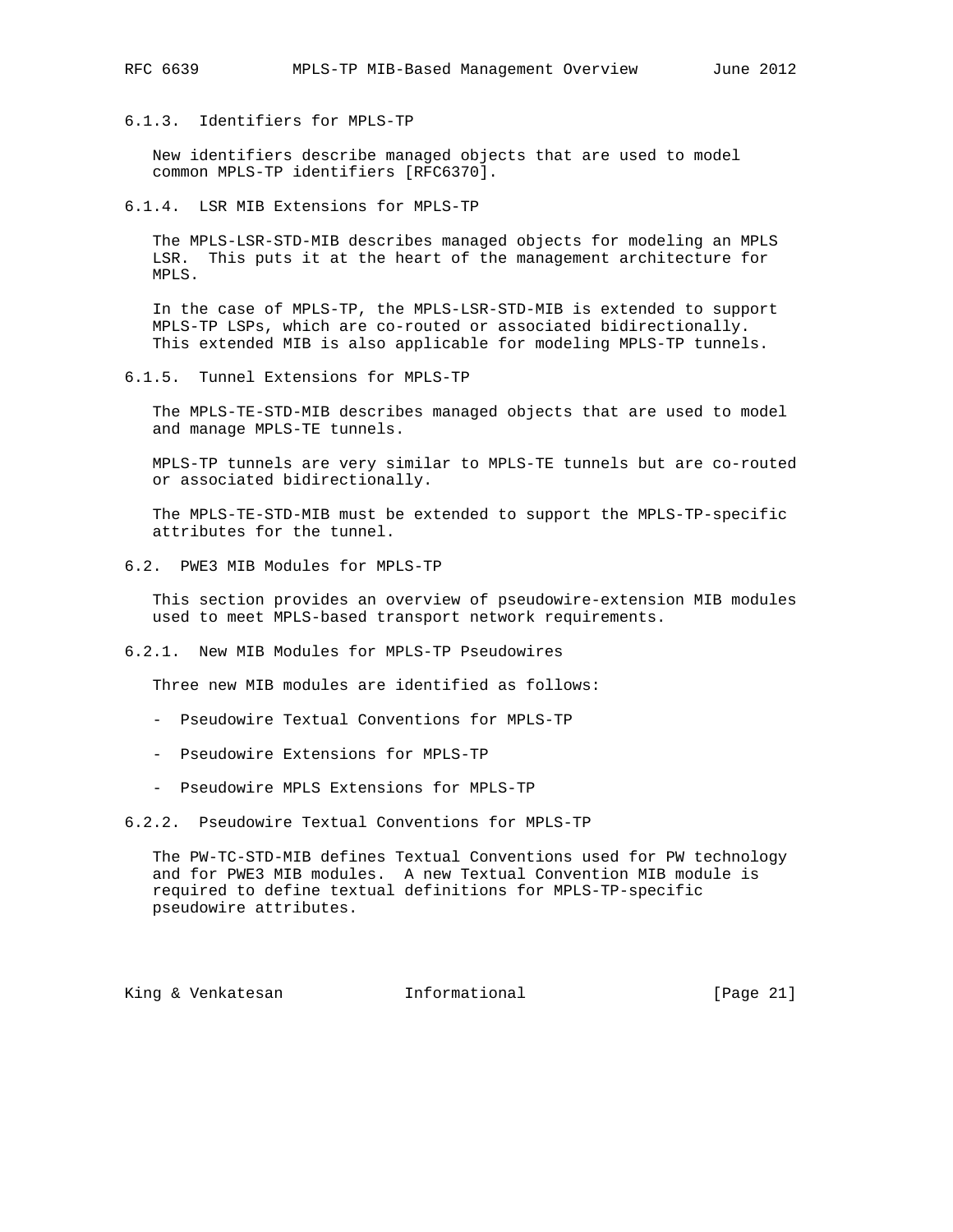### 6.1.3. Identifiers for MPLS-TP

New identifiers describe managed objects that are used to model common MPLS-TP identifiers [RFC6370].

### 6.1.4. LSR MIB Extensions for MPLS-TP

The MPLS-LSR-STD-MIB describes managed objects for modeling an MPLS LSR. This puts it at the heart of the management architecture for MPLS.

In the case of MPLS-TP, the MPLS-LSR-STD-MIB is extended to support MPLS-TP LSPs, which are co-routed or associated bidirectionally. This extended MIB is also applicable for modeling MPLS-TP tunnels.

### 6.1.5. Tunnel Extensions for MPLS-TP

The MPLS-TE-STD-MIB describes managed objects that are used to model and manage MPLS-TE tunnels.

MPLS-TP tunnels are very similar to MPLS-TE tunnels but are co-routed or associated bidirectionally.

The MPLS-TE-STD-MIB must be extended to support the MPLS-TP-specific attributes for the tunnel.

## 6.2. PWE3 MIB Modules for MPLS-TP

This section provides an overview of pseudowire-extension MIB modules used to meet MPLS-based transport network requirements.

### 6.2.1. New MIB Modules for MPLS-TP Pseudowires

Three new MIB modules are identified as follows:

- Pseudowire Textual Conventions for MPLS-TP
- Pseudowire Extensions for MPLS-TP
- Pseudowire MPLS Extensions for MPLS-TP

### 6.2.2. Pseudowire Textual Conventions for MPLS-TP

The PW-TC-STD-MIB defines Textual Conventions used for PW technology and for PWE3 MIB modules. A new Textual Convention MIB module is required to define textual definitions for MPLS-TP-specific pseudowire attributes.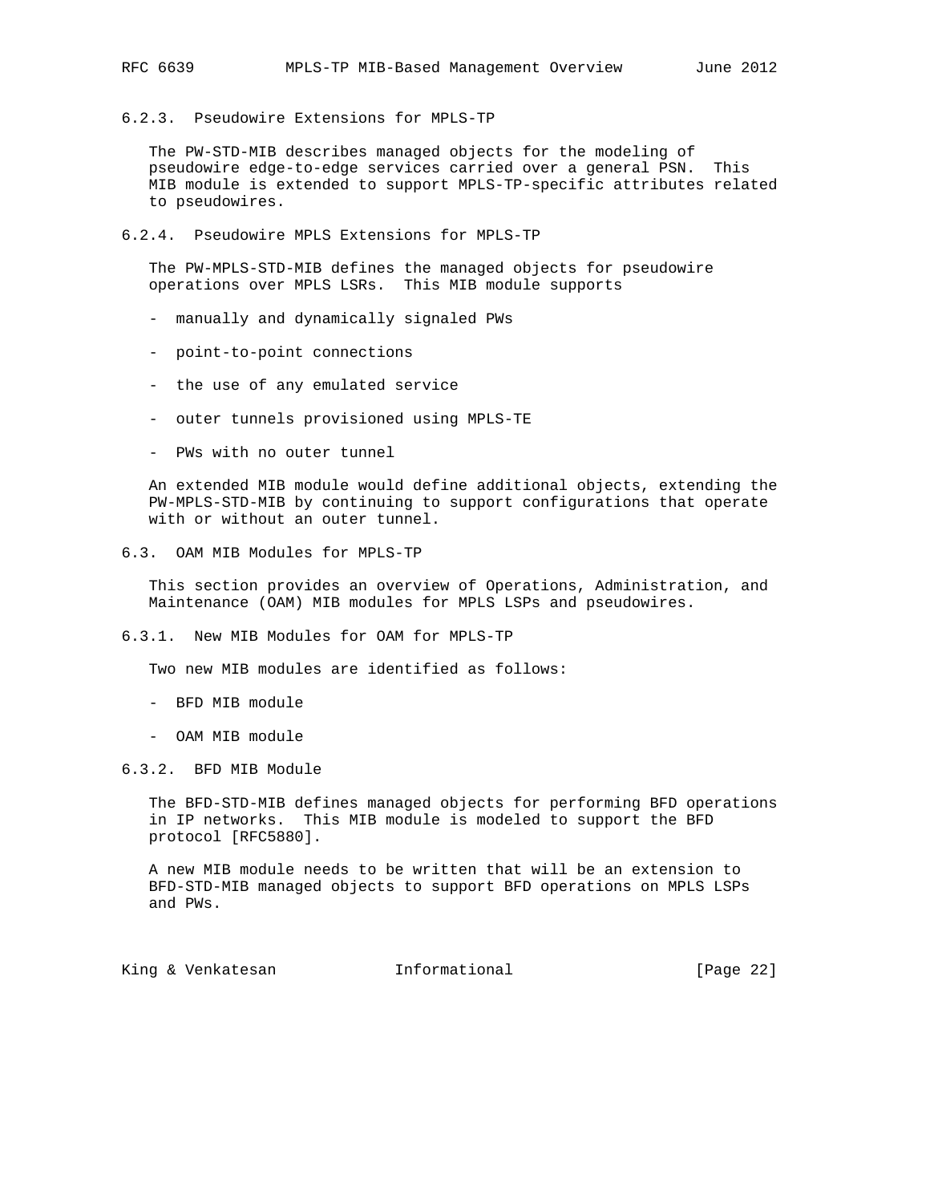### 6.2.3. Pseudowire Extensions for MPLS-TP

The PW-STD-MIB describes managed objects for the modeling of pseudowire edge-to-edge services carried over a general PSN. This MIB module is extended to support MPLS-TP-specific attributes related to pseudowires.

### 6.2.4. Pseudowire MPLS Extensions for MPLS-TP

The PW-MPLS-STD-MIB defines the managed objects for pseudowire operations over MPLS LSRs. This MIB module supports

- manually and dynamically signaled PWs
- point-to-point connections
- the use of any emulated service
- outer tunnels provisioned using MPLS-TE
- PWs with no outer tunnel

An extended MIB module would define additional objects, extending the PW-MPLS-STD-MIB by continuing to support configurations that operate with or without an outer tunnel.

## 6.3. OAM MIB Modules for MPLS-TP

This section provides an overview of Operations, Administration, and Maintenance (OAM) MIB modules for MPLS LSPs and pseudowires.

### 6.3.1. New MIB Modules for OAM for MPLS-TP

Two new MIB modules are identified as follows:

- BFD MIB module
- OAM MIB module

### 6.3.2. BFD MIB Module

The BFD-STD-MIB defines managed objects for performing BFD operations in IP networks. This MIB module is modeled to support the BFD protocol [RFC5880].

A new MIB module needs to be written that will be an extension to BFD-STD-MIB managed objects to support BFD operations on MPLS LSPs and PWs.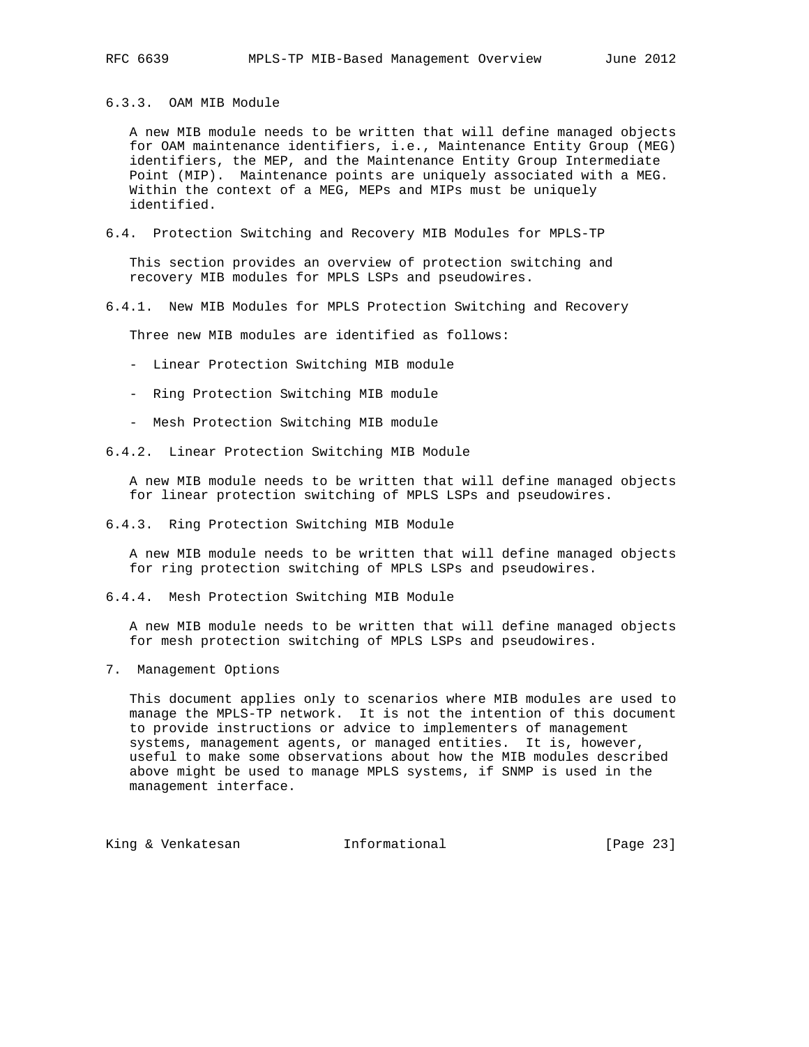#### 6.3.3. OAM MIB Module

A new MIB module needs to be written that will define managed objects for OAM maintenance identifiers, i.e., Maintenance Entity Group (MEG) identifiers, the MEP, and the Maintenance Entity Group Intermediate Point (MIP). Maintenance points are uniquely associated with a MEG. Within the context of a MEG, MEPs and MIPs must be uniquely identified.

### 6.4. Protection Switching and Recovery MIB Modules for MPLS-TP

This section provides an overview of protection switching and recovery MIB modules for MPLS LSPs and pseudowires.

#### 6.4.1. New MIB Modules for MPLS Protection Switching and Recovery

Three new MIB modules are identified as follows:

- Linear Protection Switching MIB module
- Ring Protection Switching MIB module
- Mesh Protection Switching MIB module

#### 6.4.2. Linear Protection Switching MIB Module

A new MIB module needs to be written that will define managed objects for linear protection switching of MPLS LSPs and pseudowires.

#### 6.4.3. Ring Protection Switching MIB Module

A new MIB module needs to be written that will define managed objects for ring protection switching of MPLS LSPs and pseudowires.

#### 6.4.4. Mesh Protection Switching MIB Module

A new MIB module needs to be written that will define managed objects for mesh protection switching of MPLS LSPs and pseudowires.

## 7. Management Options

This document applies only to scenarios where MIB modules are used to manage the MPLS-TP network. It is not the intention of this document to provide instructions or advice to implementers of management systems, management agents, or managed entities. It is, however, useful to make some observations about how the MIB modules described above might be used to manage MPLS systems, if SNMP is used in the management interface.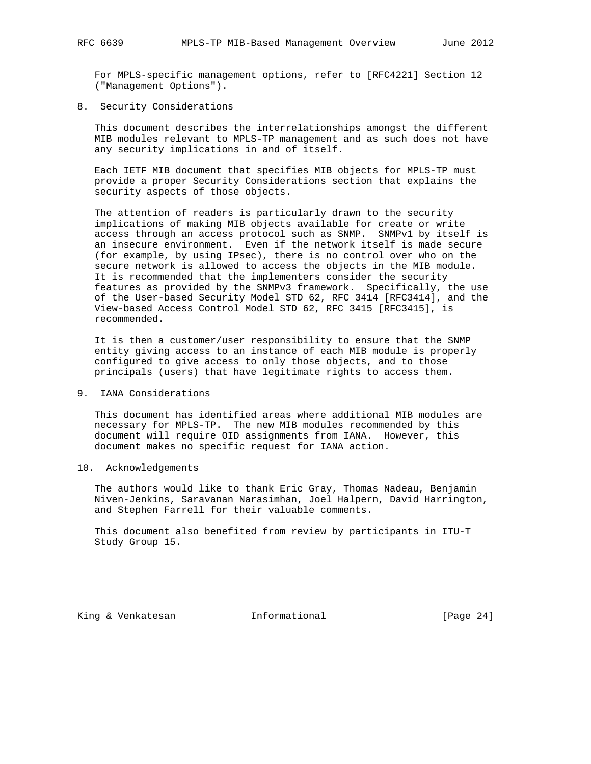For MPLS-specific management options, refer to [RFC4221] Section 12 ("Management Options").

## 8. Security Considerations

This document describes the interrelationships amongst the different MIB modules relevant to MPLS-TP management and as such does not have any security implications in and of itself.

Each IETF MIB document that specifies MIB objects for MPLS-TP must provide a proper Security Considerations section that explains the security aspects of those objects.

The attention of readers is particularly drawn to the security implications of making MIB objects available for create or write access through an access protocol such as SNMP. SNMPv1 by itself is an insecure environment. Even if the network itself is made secure (for example, by using IPsec), there is no control over who on the secure network is allowed to access the objects in the MIB module. It is recommended that the implementers consider the security features as provided by the SNMPv3 framework. Specifically, the use of the User-based Security Model STD 62, RFC 3414 [RFC3414], and the View-based Access Control Model STD 62, RFC 3415 [RFC3415], is recommended.

It is then a customer/user responsibility to ensure that the SNMP entity giving access to an instance of each MIB module is properly configured to give access to only those objects, and to those principals (users) that have legitimate rights to access them.

## 9. IANA Considerations

This document has identified areas where additional MIB modules are necessary for MPLS-TP. The new MIB modules recommended by this document will require OID assignments from IANA. However, this document makes no specific request for IANA action.

## 10. Acknowledgements

The authors would like to thank Eric Gray, Thomas Nadeau, Benjamin Niven-Jenkins, Saravanan Narasimhan, Joel Halpern, David Harrington, and Stephen Farrell for their valuable comments.

This document also benefited from review by participants in ITU-T Study Group 15.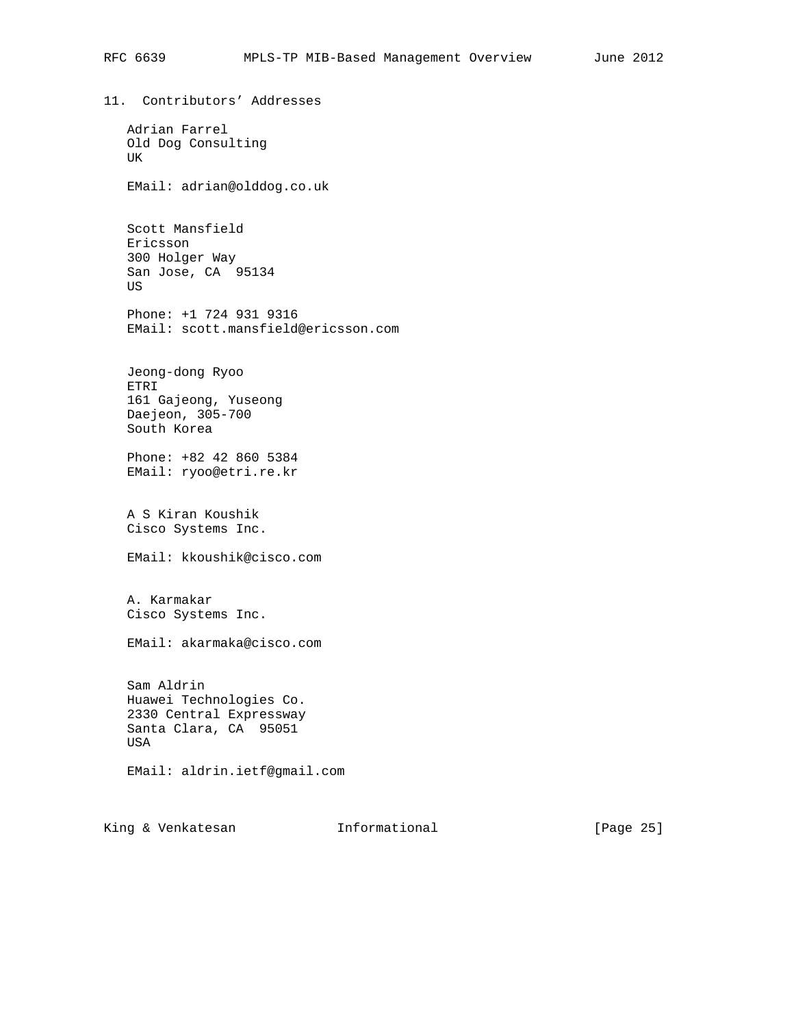## 11. Contributors' Addresses

Adrian Farrel
Old Dog Consulting
UK

EMail: adrian@olddog.co.uk

Scott Mansfield
Ericsson
300 Holger Way
San Jose, CA  95134
US

Phone: +1 724 931 9316
EMail: scott.mansfield@ericsson.com

Jeong-dong Ryoo
ETRI
161 Gajeong, Yuseong
Daejeon, 305-700
South Korea

Phone: +82 42 860 5384
EMail: ryoo@etri.re.kr

A S Kiran Koushik
Cisco Systems Inc.

EMail: kkoushik@cisco.com

A. Karmakar
Cisco Systems Inc.

EMail: akarmaka@cisco.com

Sam Aldrin
Huawei Technologies Co.
2330 Central Expressway
Santa Clara, CA  95051
USA

EMail: aldrin.ietf@gmail.com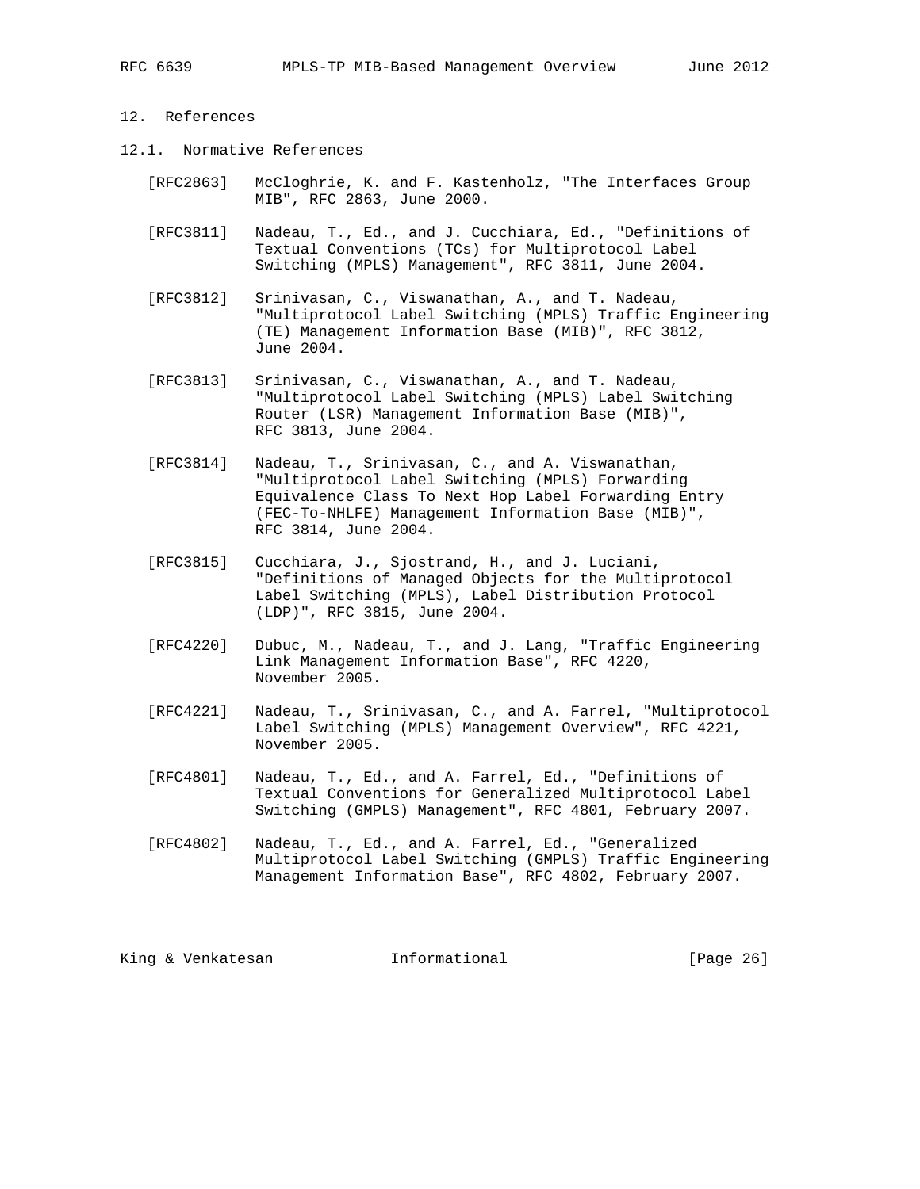## 12. References

### 12.1. Normative References

[RFC2863] McCloghrie, K. and F. Kastenholz, "The Interfaces Group MIB", RFC 2863, June 2000.

[RFC3811] Nadeau, T., Ed., and J. Cucchiara, Ed., "Definitions of Textual Conventions (TCs) for Multiprotocol Label Switching (MPLS) Management", RFC 3811, June 2004.

[RFC3812] Srinivasan, C., Viswanathan, A., and T. Nadeau, "Multiprotocol Label Switching (MPLS) Traffic Engineering (TE) Management Information Base (MIB)", RFC 3812, June 2004.

[RFC3813] Srinivasan, C., Viswanathan, A., and T. Nadeau, "Multiprotocol Label Switching (MPLS) Label Switching Router (LSR) Management Information Base (MIB)", RFC 3813, June 2004.

[RFC3814] Nadeau, T., Srinivasan, C., and A. Viswanathan, "Multiprotocol Label Switching (MPLS) Forwarding Equivalence Class To Next Hop Label Forwarding Entry (FEC-To-NHLFE) Management Information Base (MIB)", RFC 3814, June 2004.

[RFC3815] Cucchiara, J., Sjostrand, H., and J. Luciani, "Definitions of Managed Objects for the Multiprotocol Label Switching (MPLS), Label Distribution Protocol (LDP)", RFC 3815, June 2004.

[RFC4220] Dubuc, M., Nadeau, T., and J. Lang, "Traffic Engineering Link Management Information Base", RFC 4220, November 2005.

[RFC4221] Nadeau, T., Srinivasan, C., and A. Farrel, "Multiprotocol Label Switching (MPLS) Management Overview", RFC 4221, November 2005.

[RFC4801] Nadeau, T., Ed., and A. Farrel, Ed., "Definitions of Textual Conventions for Generalized Multiprotocol Label Switching (GMPLS) Management", RFC 4801, February 2007.

[RFC4802] Nadeau, T., Ed., and A. Farrel, Ed., "Generalized Multiprotocol Label Switching (GMPLS) Traffic Engineering Management Information Base", RFC 4802, February 2007.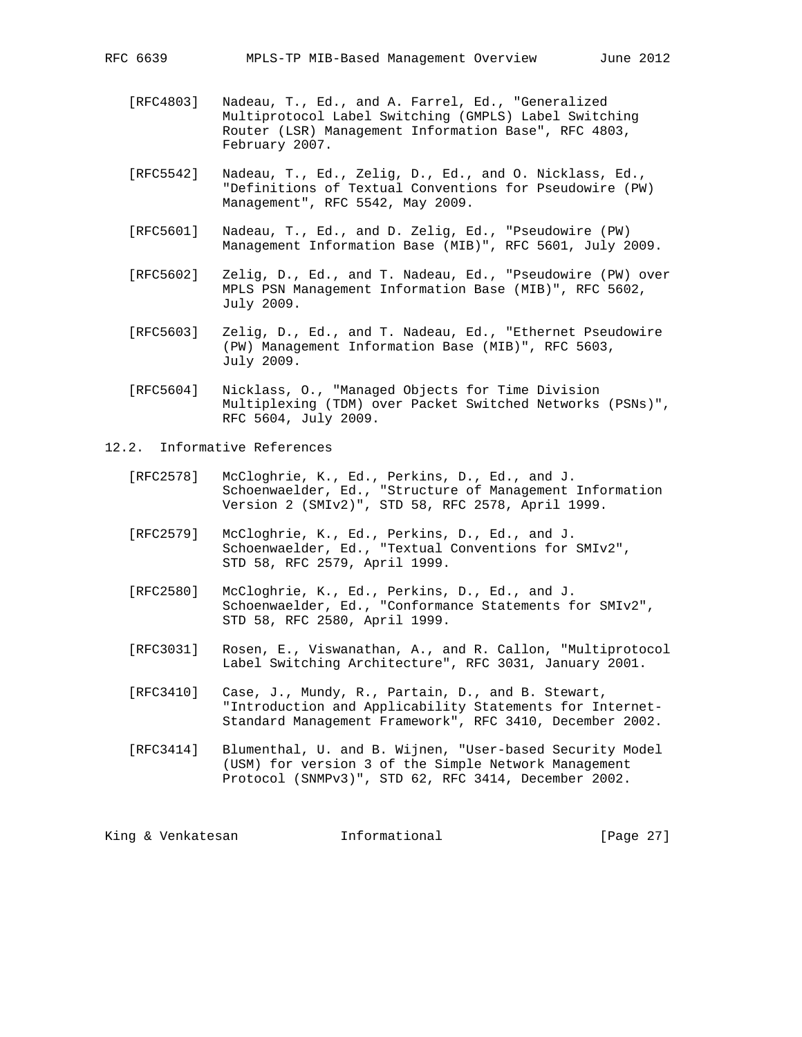[RFC4803] Nadeau, T., Ed., and A. Farrel, Ed., "Generalized Multiprotocol Label Switching (GMPLS) Label Switching Router (LSR) Management Information Base", RFC 4803, February 2007.

[RFC5542] Nadeau, T., Ed., Zelig, D., Ed., and O. Nicklass, Ed., "Definitions of Textual Conventions for Pseudowire (PW) Management", RFC 5542, May 2009.

[RFC5601] Nadeau, T., Ed., and D. Zelig, Ed., "Pseudowire (PW) Management Information Base (MIB)", RFC 5601, July 2009.

[RFC5602] Zelig, D., Ed., and T. Nadeau, Ed., "Pseudowire (PW) over MPLS PSN Management Information Base (MIB)", RFC 5602, July 2009.

[RFC5603] Zelig, D., Ed., and T. Nadeau, Ed., "Ethernet Pseudowire (PW) Management Information Base (MIB)", RFC 5603, July 2009.

[RFC5604] Nicklass, O., "Managed Objects for Time Division Multiplexing (TDM) over Packet Switched Networks (PSNs)", RFC 5604, July 2009.

## 12.2. Informative References

[RFC2578] McCloghrie, K., Ed., Perkins, D., Ed., and J. Schoenwaelder, Ed., "Structure of Management Information Version 2 (SMIv2)", STD 58, RFC 2578, April 1999.

[RFC2579] McCloghrie, K., Ed., Perkins, D., Ed., and J. Schoenwaelder, Ed., "Textual Conventions for SMIv2", STD 58, RFC 2579, April 1999.

[RFC2580] McCloghrie, K., Ed., Perkins, D., Ed., and J. Schoenwaelder, Ed., "Conformance Statements for SMIv2", STD 58, RFC 2580, April 1999.

[RFC3031] Rosen, E., Viswanathan, A., and R. Callon, "Multiprotocol Label Switching Architecture", RFC 3031, January 2001.

[RFC3410] Case, J., Mundy, R., Partain, D., and B. Stewart, "Introduction and Applicability Statements for Internet-Standard Management Framework", RFC 3410, December 2002.

[RFC3414] Blumenthal, U. and B. Wijnen, "User-based Security Model (USM) for version 3 of the Simple Network Management Protocol (SNMPv3)", STD 62, RFC 3414, December 2002.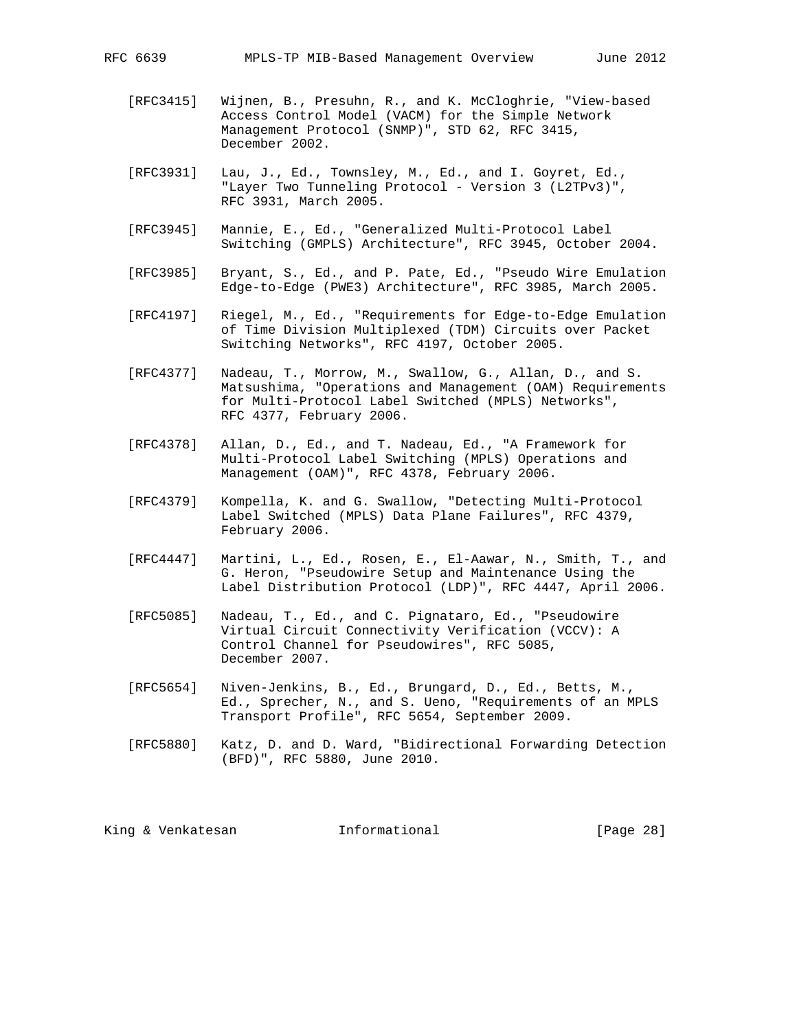[RFC3415] Wijnen, B., Presuhn, R., and K. McCloghrie, "View-based Access Control Model (VACM) for the Simple Network Management Protocol (SNMP)", STD 62, RFC 3415, December 2002.

[RFC3931] Lau, J., Ed., Townsley, M., Ed., and I. Goyret, Ed., "Layer Two Tunneling Protocol - Version 3 (L2TPv3)", RFC 3931, March 2005.

[RFC3945] Mannie, E., Ed., "Generalized Multi-Protocol Label Switching (GMPLS) Architecture", RFC 3945, October 2004.

[RFC3985] Bryant, S., Ed., and P. Pate, Ed., "Pseudo Wire Emulation Edge-to-Edge (PWE3) Architecture", RFC 3985, March 2005.

[RFC4197] Riegel, M., Ed., "Requirements for Edge-to-Edge Emulation of Time Division Multiplexed (TDM) Circuits over Packet Switching Networks", RFC 4197, October 2005.

[RFC4377] Nadeau, T., Morrow, M., Swallow, G., Allan, D., and S. Matsushima, "Operations and Management (OAM) Requirements for Multi-Protocol Label Switched (MPLS) Networks", RFC 4377, February 2006.

[RFC4378] Allan, D., Ed., and T. Nadeau, Ed., "A Framework for Multi-Protocol Label Switching (MPLS) Operations and Management (OAM)", RFC 4378, February 2006.

[RFC4379] Kompella, K. and G. Swallow, "Detecting Multi-Protocol Label Switched (MPLS) Data Plane Failures", RFC 4379, February 2006.

[RFC4447] Martini, L., Ed., Rosen, E., El-Aawar, N., Smith, T., and G. Heron, "Pseudowire Setup and Maintenance Using the Label Distribution Protocol (LDP)", RFC 4447, April 2006.

[RFC5085] Nadeau, T., Ed., and C. Pignataro, Ed., "Pseudowire Virtual Circuit Connectivity Verification (VCCV): A Control Channel for Pseudowires", RFC 5085, December 2007.

[RFC5654] Niven-Jenkins, B., Ed., Brungard, D., Ed., Betts, M., Ed., Sprecher, N., and S. Ueno, "Requirements of an MPLS Transport Profile", RFC 5654, September 2009.

[RFC5880] Katz, D. and D. Ward, "Bidirectional Forwarding Detection (BFD)", RFC 5880, June 2010.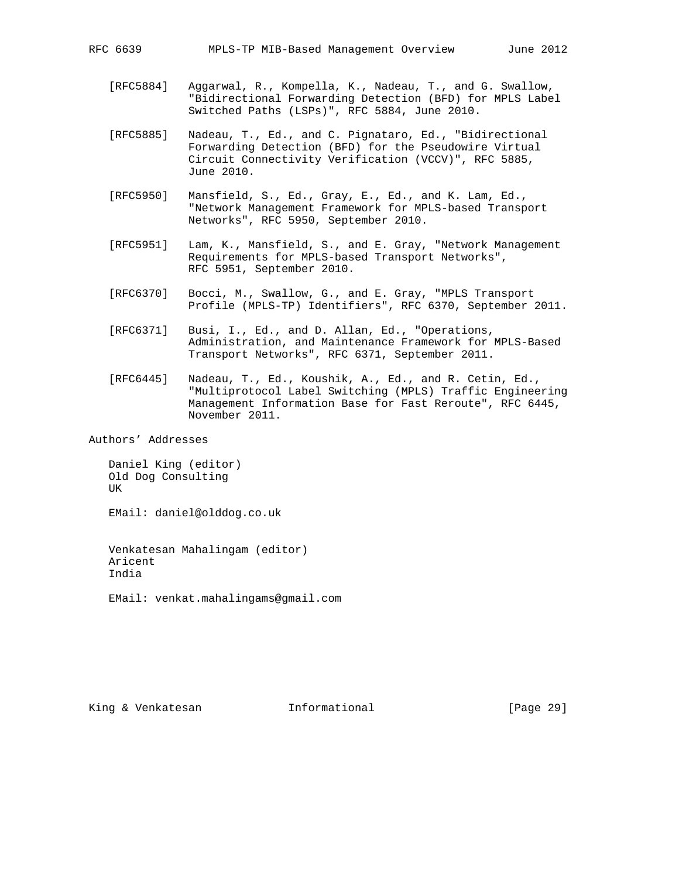[RFC5884] Aggarwal, R., Kompella, K., Nadeau, T., and G. Swallow, "Bidirectional Forwarding Detection (BFD) for MPLS Label Switched Paths (LSPs)", RFC 5884, June 2010.

[RFC5885] Nadeau, T., Ed., and C. Pignataro, Ed., "Bidirectional Forwarding Detection (BFD) for the Pseudowire Virtual Circuit Connectivity Verification (VCCV)", RFC 5885, June 2010.

[RFC5950] Mansfield, S., Ed., Gray, E., Ed., and K. Lam, Ed., "Network Management Framework for MPLS-based Transport Networks", RFC 5950, September 2010.

[RFC5951] Lam, K., Mansfield, S., and E. Gray, "Network Management Requirements for MPLS-based Transport Networks", RFC 5951, September 2010.

[RFC6370] Bocci, M., Swallow, G., and E. Gray, "MPLS Transport Profile (MPLS-TP) Identifiers", RFC 6370, September 2011.

[RFC6371] Busi, I., Ed., and D. Allan, Ed., "Operations, Administration, and Maintenance Framework for MPLS-Based Transport Networks", RFC 6371, September 2011.

[RFC6445] Nadeau, T., Ed., Koushik, A., Ed., and R. Cetin, Ed., "Multiprotocol Label Switching (MPLS) Traffic Engineering Management Information Base for Fast Reroute", RFC 6445, November 2011.

## Authors' Addresses

Daniel King (editor)
Old Dog Consulting
UK

EMail: daniel@olddog.co.uk

Venkatesan Mahalingam (editor)
Aricent
India

EMail: venkat.mahalingams@gmail.com